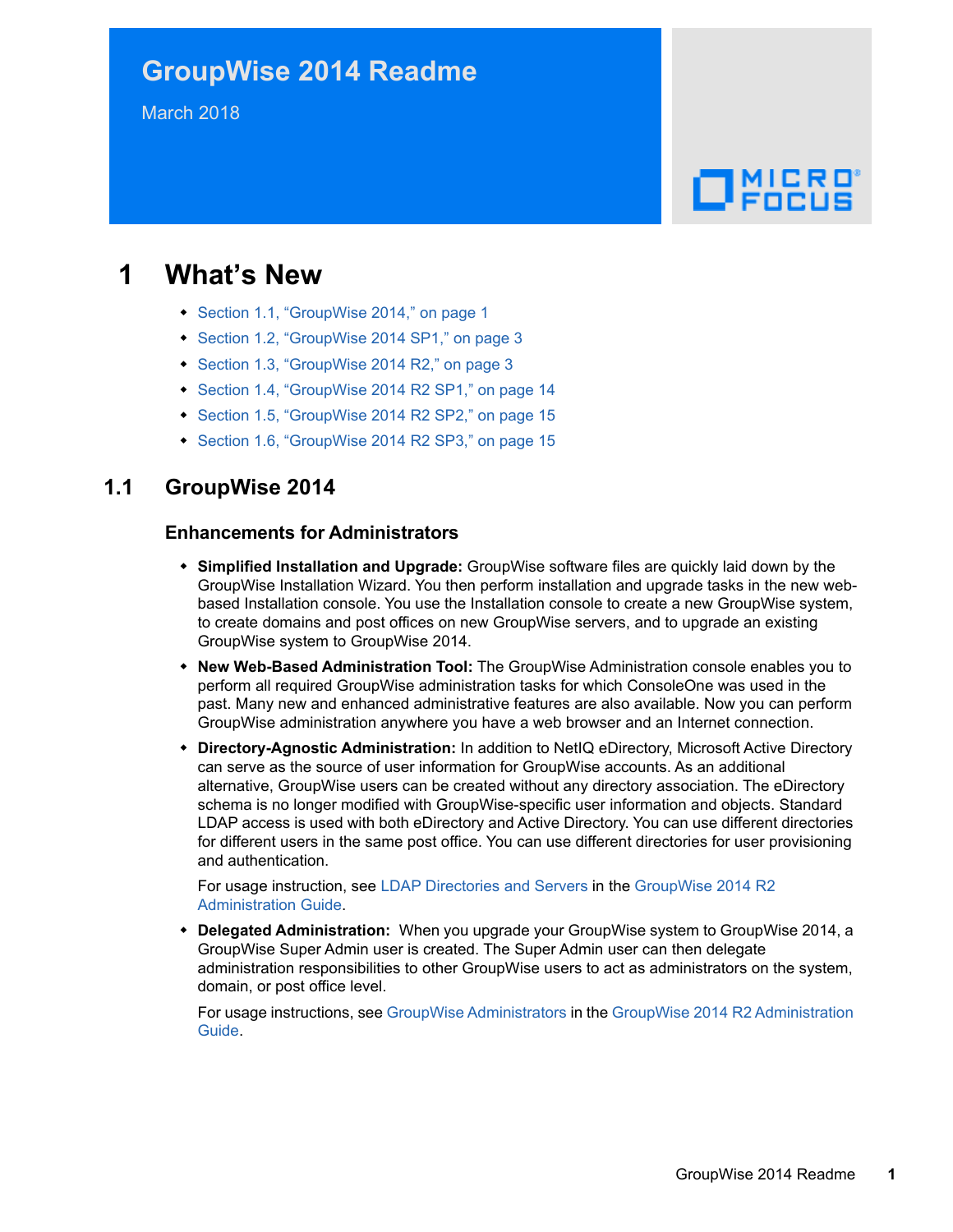# GroupWise 2014 Readme

March 2018

## 1 What's New

- Section 1.1, "GroupWise 2014," on page 1
- Section 1.2, "GroupWise 2014 SP1," on page 3
- Section 1.3, "GroupWise 2014 R2," on page 3
- Section 1.4, "GroupWise 2014 R2 SP1," on page 14
- Section 1.5, "GroupWise 2014 R2 SP2," on page 15
- Section 1.6, "GroupWise 2014 R2 SP3," on page 15

### 1.1 GroupWise 2014

#### Enhancements for Administrators

- **Simplified Installation and Upgrade:** GroupWise software files are quickly laid down by the GroupWise Installation Wizard. You then perform installation and upgrade tasks in the new web-based Installation console. You use the Installation console to create a new GroupWise system, to create domains and post offices on new GroupWise servers, and to upgrade an existing GroupWise system to GroupWise 2014.
- **New Web-Based Administration Tool:** The GroupWise Administration console enables you to perform all required GroupWise administration tasks for which ConsoleOne was used in the past. Many new and enhanced administrative features are also available. Now you can perform GroupWise administration anywhere you have a web browser and an Internet connection.
- **Directory-Agnostic Administration:** In addition to NetIQ eDirectory, Microsoft Active Directory can serve as the source of user information for GroupWise accounts. As an additional alternative, GroupWise users can be created without any directory association. The eDirectory schema is no longer modified with GroupWise-specific user information and objects. Standard LDAP access is used with both eDirectory and Active Directory. You can use different directories for different users in the same post office. You can use different directories for user provisioning and authentication.

  For usage instruction, see LDAP Directories and Servers in the GroupWise 2014 R2 Administration Guide.
- **Delegated Administration:** When you upgrade your GroupWise system to GroupWise 2014, a GroupWise Super Admin user is created. The Super Admin user can then delegate administration responsibilities to other GroupWise users to act as administrators on the system, domain, or post office level.

  For usage instructions, see GroupWise Administrators in the GroupWise 2014 R2 Administration Guide.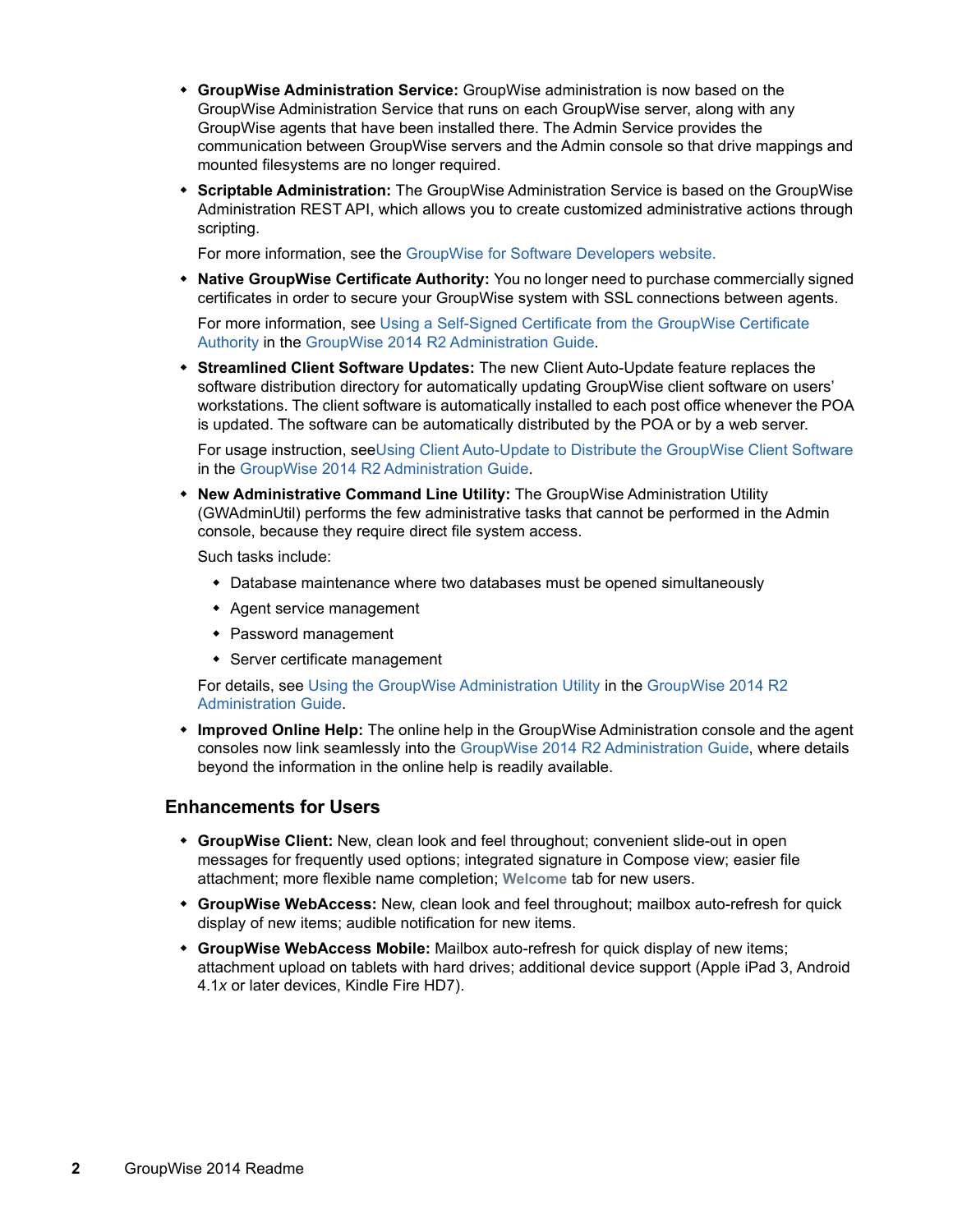- **GroupWise Administration Service:** GroupWise administration is now based on the GroupWise Administration Service that runs on each GroupWise server, along with any GroupWise agents that have been installed there. The Admin Service provides the communication between GroupWise servers and the Admin console so that drive mappings and mounted filesystems are no longer required.
- **Scriptable Administration:** The GroupWise Administration Service is based on the GroupWise Administration REST API, which allows you to create customized administrative actions through scripting.

  For more information, see the GroupWise for Software Developers website.
- **Native GroupWise Certificate Authority:** You no longer need to purchase commercially signed certificates in order to secure your GroupWise system with SSL connections between agents.

  For more information, see Using a Self-Signed Certificate from the GroupWise Certificate Authority in the GroupWise 2014 R2 Administration Guide.
- **Streamlined Client Software Updates:** The new Client Auto-Update feature replaces the software distribution directory for automatically updating GroupWise client software on users' workstations. The client software is automatically installed to each post office whenever the POA is updated. The software can be automatically distributed by the POA or by a web server.

  For usage instruction, seeUsing Client Auto-Update to Distribute the GroupWise Client Software in the GroupWise 2014 R2 Administration Guide.
- **New Administrative Command Line Utility:** The GroupWise Administration Utility (GWAdminUtil) performs the few administrative tasks that cannot be performed in the Admin console, because they require direct file system access.

  Such tasks include:
  - Database maintenance where two databases must be opened simultaneously
  - Agent service management
  - Password management
  - Server certificate management

  For details, see Using the GroupWise Administration Utility in the GroupWise 2014 R2 Administration Guide.
- **Improved Online Help:** The online help in the GroupWise Administration console and the agent consoles now link seamlessly into the GroupWise 2014 R2 Administration Guide, where details beyond the information in the online help is readily available.

### Enhancements for Users

- **GroupWise Client:** New, clean look and feel throughout; convenient slide-out in open messages for frequently used options; integrated signature in Compose view; easier file attachment; more flexible name completion; **Welcome** tab for new users.
- **GroupWise WebAccess:** New, clean look and feel throughout; mailbox auto-refresh for quick display of new items; audible notification for new items.
- **GroupWise WebAccess Mobile:** Mailbox auto-refresh for quick display of new items; attachment upload on tablets with hard drives; additional device support (Apple iPad 3, Android 4.1*x* or later devices, Kindle Fire HD7).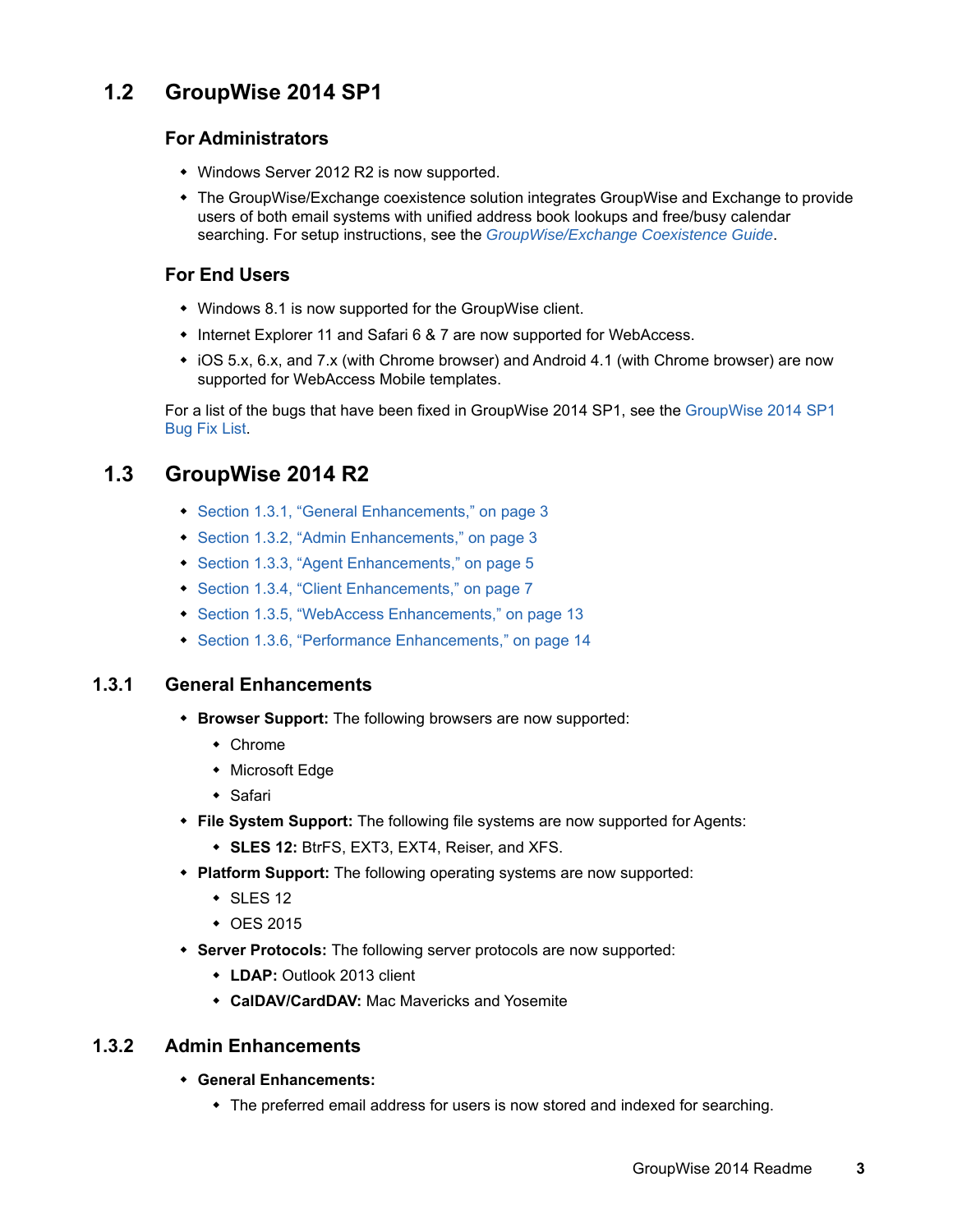## 1.2 GroupWise 2014 SP1

### For Administrators

- Windows Server 2012 R2 is now supported.
- The GroupWise/Exchange coexistence solution integrates GroupWise and Exchange to provide users of both email systems with unified address book lookups and free/busy calendar searching. For setup instructions, see the *GroupWise/Exchange Coexistence Guide*.

### For End Users

- Windows 8.1 is now supported for the GroupWise client.
- Internet Explorer 11 and Safari 6 & 7 are now supported for WebAccess.
- iOS 5.x, 6.x, and 7.x (with Chrome browser) and Android 4.1 (with Chrome browser) are now supported for WebAccess Mobile templates.

For a list of the bugs that have been fixed in GroupWise 2014 SP1, see the GroupWise 2014 SP1 Bug Fix List.

## 1.3 GroupWise 2014 R2

- Section 1.3.1, "General Enhancements," on page 3
- Section 1.3.2, "Admin Enhancements," on page 3
- Section 1.3.3, "Agent Enhancements," on page 5
- Section 1.3.4, "Client Enhancements," on page 7
- Section 1.3.5, "WebAccess Enhancements," on page 13
- Section 1.3.6, "Performance Enhancements," on page 14

### 1.3.1 General Enhancements

- **Browser Support:** The following browsers are now supported:
  - Chrome
  - Microsoft Edge
  - Safari
- **File System Support:** The following file systems are now supported for Agents:
  - **SLES 12:** BtrFS, EXT3, EXT4, Reiser, and XFS.
- **Platform Support:** The following operating systems are now supported:
  - SLES 12
  - OES 2015
- **Server Protocols:** The following server protocols are now supported:
  - **LDAP:** Outlook 2013 client
  - **CalDAV/CardDAV:** Mac Mavericks and Yosemite

### 1.3.2 Admin Enhancements

- **General Enhancements:**
  - The preferred email address for users is now stored and indexed for searching.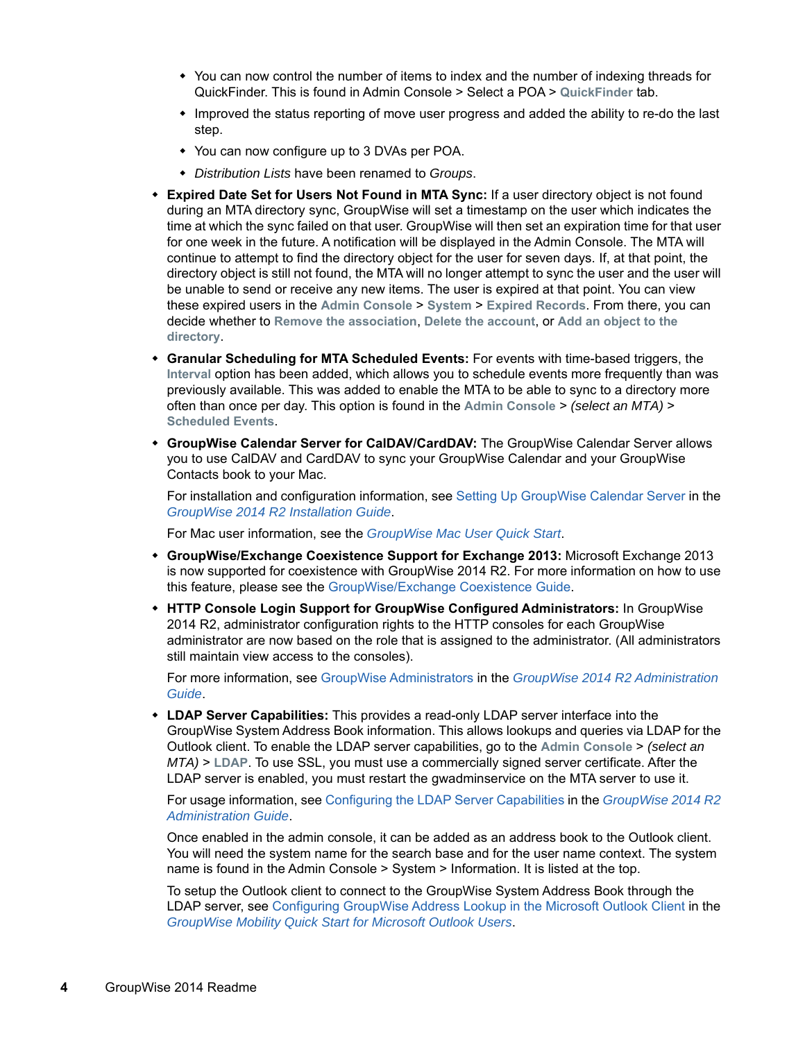- You can now control the number of items to index and the number of indexing threads for QuickFinder. This is found in Admin Console > Select a POA > **QuickFinder** tab.
- Improved the status reporting of move user progress and added the ability to re-do the last step.
- You can now configure up to 3 DVAs per POA.
- *Distribution Lists* have been renamed to *Groups*.

- **Expired Date Set for Users Not Found in MTA Sync:** If a user directory object is not found during an MTA directory sync, GroupWise will set a timestamp on the user which indicates the time at which the sync failed on that user. GroupWise will then set an expiration time for that user for one week in the future. A notification will be displayed in the Admin Console. The MTA will continue to attempt to find the directory object for the user for seven days. If, at that point, the directory object is still not found, the MTA will no longer attempt to sync the user and the user will be unable to send or receive any new items. The user is expired at that point. You can view these expired users in the **Admin Console** > **System** > **Expired Records**. From there, you can decide whether to **Remove the association**, **Delete the account**, or **Add an object to the directory**.
- **Granular Scheduling for MTA Scheduled Events:** For events with time-based triggers, the **Interval** option has been added, which allows you to schedule events more frequently than was previously available. This was added to enable the MTA to be able to sync to a directory more often than once per day. This option is found in the **Admin Console** > *(select an MTA)* > **Scheduled Events**.
- **GroupWise Calendar Server for CalDAV/CardDAV:** The GroupWise Calendar Server allows you to use CalDAV and CardDAV to sync your GroupWise Calendar and your GroupWise Contacts book to your Mac.

  For installation and configuration information, see Setting Up GroupWise Calendar Server in the *GroupWise 2014 R2 Installation Guide*.

  For Mac user information, see the *GroupWise Mac User Quick Start*.
- **GroupWise/Exchange Coexistence Support for Exchange 2013:** Microsoft Exchange 2013 is now supported for coexistence with GroupWise 2014 R2. For more information on how to use this feature, please see the GroupWise/Exchange Coexistence Guide.
- **HTTP Console Login Support for GroupWise Configured Administrators:** In GroupWise 2014 R2, administrator configuration rights to the HTTP consoles for each GroupWise administrator are now based on the role that is assigned to the administrator. (All administrators still maintain view access to the consoles).

  For more information, see GroupWise Administrators in the *GroupWise 2014 R2 Administration Guide*.
- **LDAP Server Capabilities:** This provides a read-only LDAP server interface into the GroupWise System Address Book information. This allows lookups and queries via LDAP for the Outlook client. To enable the LDAP server capabilities, go to the **Admin Console** > *(select an MTA)* > **LDAP**. To use SSL, you must use a commercially signed server certificate. After the LDAP server is enabled, you must restart the gwadminservice on the MTA server to use it.

  For usage information, see Configuring the LDAP Server Capabilities in the *GroupWise 2014 R2 Administration Guide*.

  Once enabled in the admin console, it can be added as an address book to the Outlook client. You will need the system name for the search base and for the user name context. The system name is found in the Admin Console > System > Information. It is listed at the top.

  To setup the Outlook client to connect to the GroupWise System Address Book through the LDAP server, see Configuring GroupWise Address Lookup in the Microsoft Outlook Client in the *GroupWise Mobility Quick Start for Microsoft Outlook Users*.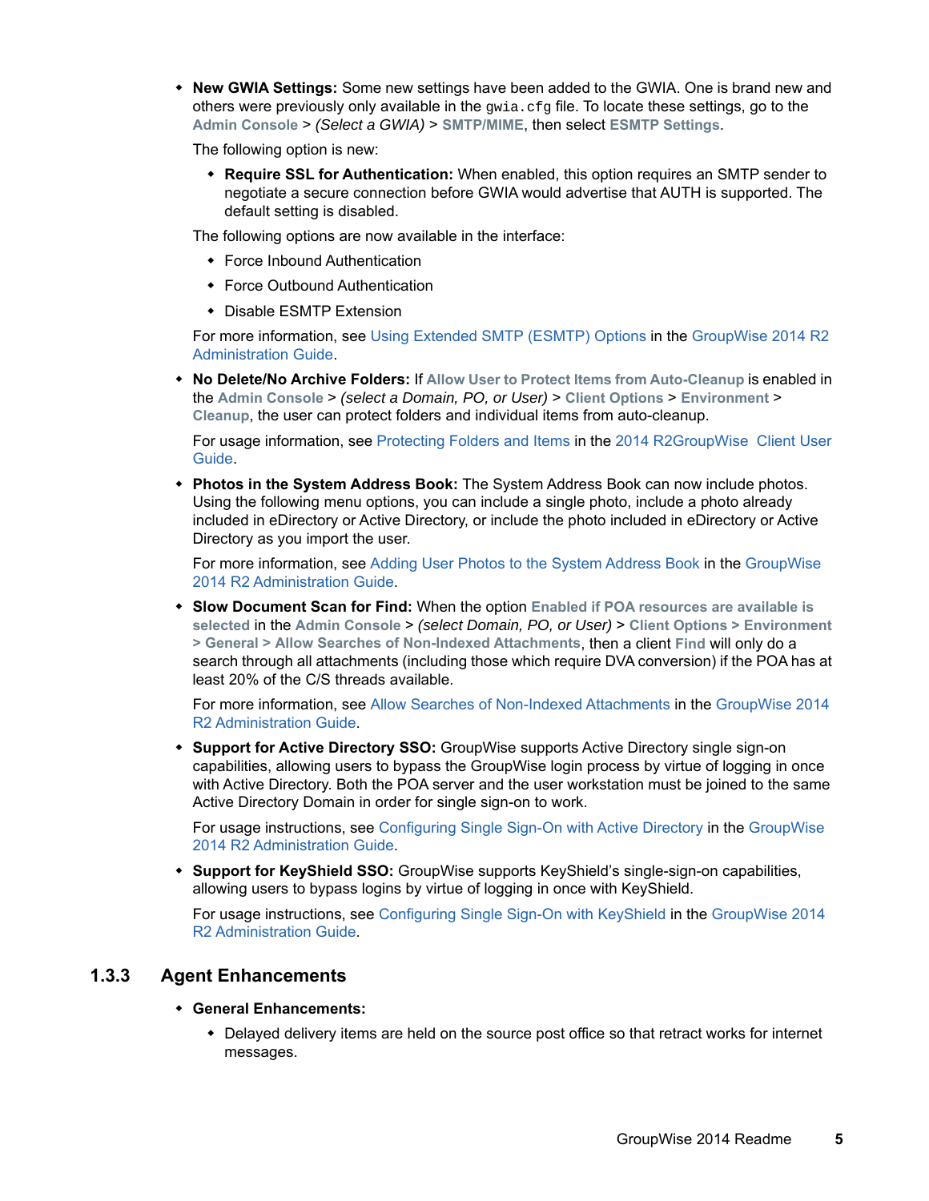- **New GWIA Settings:** Some new settings have been added to the GWIA. One is brand new and others were previously only available in the `gwia.cfg` file. To locate these settings, go to the **Admin Console** > *(Select a GWIA)* > **SMTP/MIME**, then select **ESMTP Settings**.

  The following option is new:

  - **Require SSL for Authentication:** When enabled, this option requires an SMTP sender to negotiate a secure connection before GWIA would advertise that AUTH is supported. The default setting is disabled.

  The following options are now available in the interface:

  - Force Inbound Authentication
  - Force Outbound Authentication
  - Disable ESMTP Extension

  For more information, see Using Extended SMTP (ESMTP) Options in the GroupWise 2014 R2 Administration Guide.

- **No Delete/No Archive Folders:** If **Allow User to Protect Items from Auto-Cleanup** is enabled in the **Admin Console** > *(select a Domain, PO, or User)* > **Client Options** > **Environment** > **Cleanup**, the user can protect folders and individual items from auto-cleanup.

  For usage information, see Protecting Folders and Items in the 2014 R2GroupWise  Client User Guide.

- **Photos in the System Address Book:** The System Address Book can now include photos. Using the following menu options, you can include a single photo, include a photo already included in eDirectory or Active Directory, or include the photo included in eDirectory or Active Directory as you import the user.

  For more information, see Adding User Photos to the System Address Book in the GroupWise 2014 R2 Administration Guide.

- **Slow Document Scan for Find:** When the option **Enabled if POA resources are available is selected** in the **Admin Console** > *(select Domain, PO, or User)* > **Client Options** > **Environment** > **General** > **Allow Searches of Non-Indexed Attachments**, then a client **Find** will only do a search through all attachments (including those which require DVA conversion) if the POA has at least 20% of the C/S threads available.

  For more information, see Allow Searches of Non-Indexed Attachments in the GroupWise 2014 R2 Administration Guide.

- **Support for Active Directory SSO:** GroupWise supports Active Directory single sign-on capabilities, allowing users to bypass the GroupWise login process by virtue of logging in once with Active Directory. Both the POA server and the user workstation must be joined to the same Active Directory Domain in order for single sign-on to work.

  For usage instructions, see Configuring Single Sign-On with Active Directory in the GroupWise 2014 R2 Administration Guide.

- **Support for KeyShield SSO:** GroupWise supports KeyShield's single-sign-on capabilities, allowing users to bypass logins by virtue of logging in once with KeyShield.

  For usage instructions, see Configuring Single Sign-On with KeyShield in the GroupWise 2014 R2 Administration Guide.

### 1.3.3 Agent Enhancements

- **General Enhancements:**
  - Delayed delivery items are held on the source post office so that retract works for internet messages.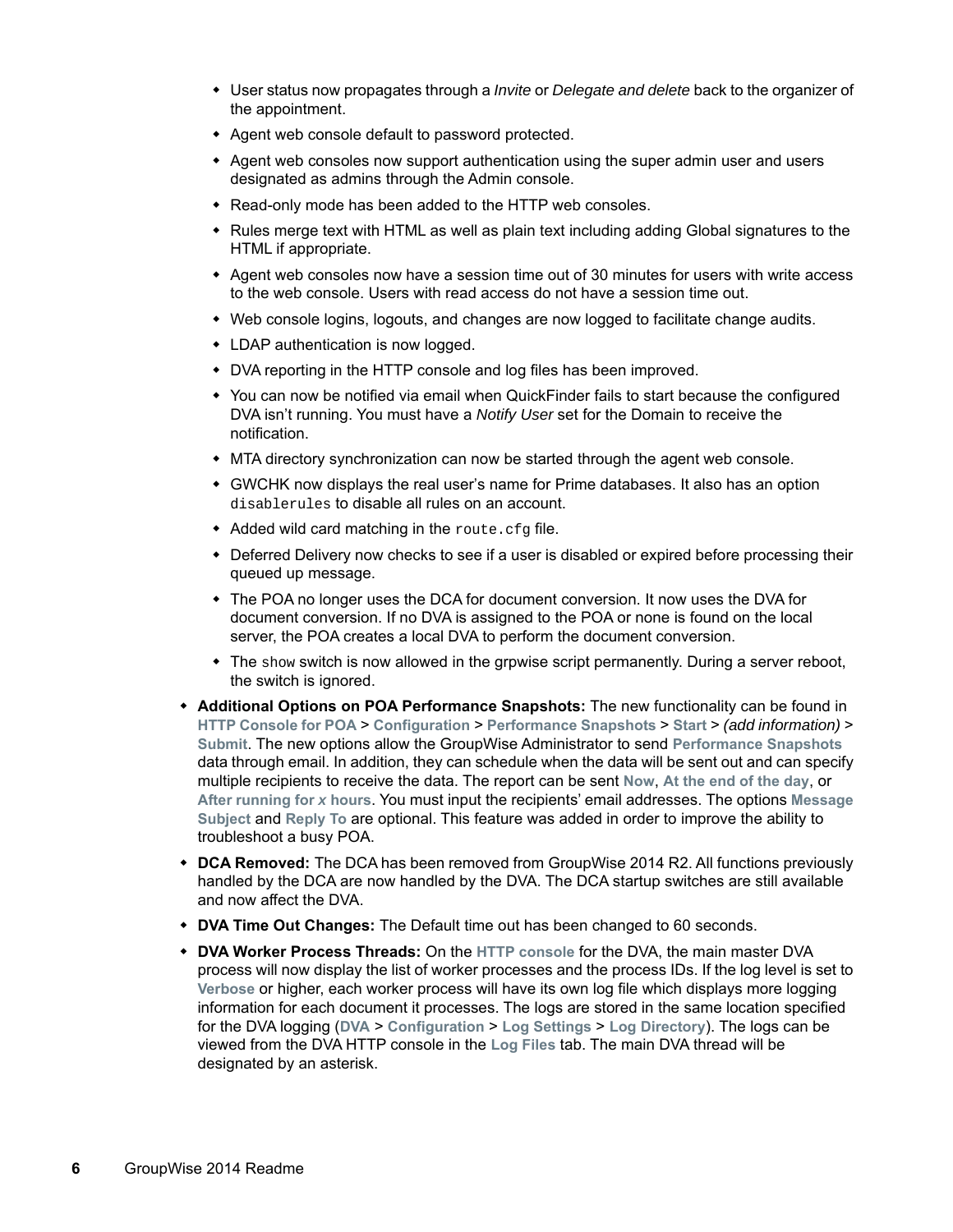- User status now propagates through a *Invite* or *Delegate and delete* back to the organizer of the appointment.
- Agent web console default to password protected.
- Agent web consoles now support authentication using the super admin user and users designated as admins through the Admin console.
- Read-only mode has been added to the HTTP web consoles.
- Rules merge text with HTML as well as plain text including adding Global signatures to the HTML if appropriate.
- Agent web consoles now have a session time out of 30 minutes for users with write access to the web console. Users with read access do not have a session time out.
- Web console logins, logouts, and changes are now logged to facilitate change audits.
- LDAP authentication is now logged.
- DVA reporting in the HTTP console and log files has been improved.
- You can now be notified via email when QuickFinder fails to start because the configured DVA isn't running. You must have a *Notify User* set for the Domain to receive the notification.
- MTA directory synchronization can now be started through the agent web console.
- GWCHK now displays the real user's name for Prime databases. It also has an option `disablerules` to disable all rules on an account.
- Added wild card matching in the `route.cfg` file.
- Deferred Delivery now checks to see if a user is disabled or expired before processing their queued up message.
- The POA no longer uses the DCA for document conversion. It now uses the DVA for document conversion. If no DVA is assigned to the POA or none is found on the local server, the POA creates a local DVA to perform the document conversion.
- The `show` switch is now allowed in the grpwise script permanently. During a server reboot, the switch is ignored.

- **Additional Options on POA Performance Snapshots:** The new functionality can be found in **HTTP Console for POA** > **Configuration** > **Performance Snapshots** > **Start** > *(add information)* > **Submit**. The new options allow the GroupWise Administrator to send **Performance Snapshots** data through email. In addition, they can schedule when the data will be sent out and can specify multiple recipients to receive the data. The report can be sent **Now**, **At the end of the day**, or **After running for *x* hours**. You must input the recipients' email addresses. The options **Message Subject** and **Reply To** are optional. This feature was added in order to improve the ability to troubleshoot a busy POA.
- **DCA Removed:** The DCA has been removed from GroupWise 2014 R2. All functions previously handled by the DCA are now handled by the DVA. The DCA startup switches are still available and now affect the DVA.
- **DVA Time Out Changes:** The Default time out has been changed to 60 seconds.
- **DVA Worker Process Threads:** On the **HTTP console** for the DVA, the main master DVA process will now display the list of worker processes and the process IDs. If the log level is set to **Verbose** or higher, each worker process will have its own log file which displays more logging information for each document it processes. The logs are stored in the same location specified for the DVA logging (**DVA** > **Configuration** > **Log Settings** > **Log Directory**). The logs can be viewed from the DVA HTTP console in the **Log Files** tab. The main DVA thread will be designated by an asterisk.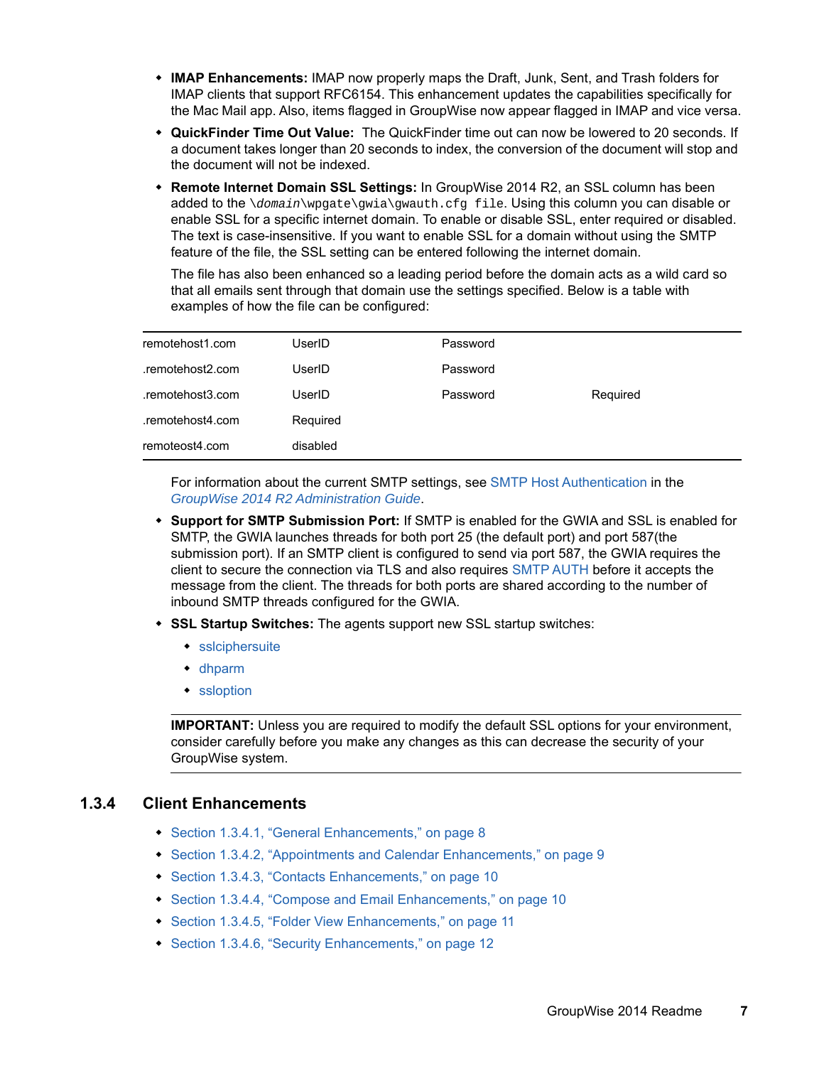- **IMAP Enhancements:** IMAP now properly maps the Draft, Junk, Sent, and Trash folders for IMAP clients that support RFC6154. This enhancement updates the capabilities specifically for the Mac Mail app. Also, items flagged in GroupWise now appear flagged in IMAP and vice versa.
- **QuickFinder Time Out Value:** The QuickFinder time out can now be lowered to 20 seconds. If a document takes longer than 20 seconds to index, the conversion of the document will stop and the document will not be indexed.
- **Remote Internet Domain SSL Settings:** In GroupWise 2014 R2, an SSL column has been added to the `\domain\wpgate\gwia\gwauth.cfg file`. Using this column you can disable or enable SSL for a specific internet domain. To enable or disable SSL, enter required or disabled. The text is case-insensitive. If you want to enable SSL for a domain without using the SMTP feature of the file, the SSL setting can be entered following the internet domain.

  The file has also been enhanced so a leading period before the domain acts as a wild card so that all emails sent through that domain use the settings specified. Below is a table with examples of how the file can be configured:

| | | | |
|---|---|---|---|
| remotehost1.com | UserID | Password | |
| .remotehost2.com | UserID | Password | |
| .remotehost3.com | UserID | Password | Required |
| .remotehost4.com | Required | | |
| remoteost4.com | disabled | | |

  For information about the current SMTP settings, see SMTP Host Authentication in the *GroupWise 2014 R2 Administration Guide*.

- **Support for SMTP Submission Port:** If SMTP is enabled for the GWIA and SSL is enabled for SMTP, the GWIA launches threads for both port 25 (the default port) and port 587(the submission port). If an SMTP client is configured to send via port 587, the GWIA requires the client to secure the connection via TLS and also requires SMTP AUTH before it accepts the message from the client. The threads for both ports are shared according to the number of inbound SMTP threads configured for the GWIA.
- **SSL Startup Switches:** The agents support new SSL startup switches:
  - sslciphersuite
  - dhparm
  - ssloption

  **IMPORTANT:** Unless you are required to modify the default SSL options for your environment, consider carefully before you make any changes as this can decrease the security of your GroupWise system.

### 1.3.4 Client Enhancements

- Section 1.3.4.1, "General Enhancements," on page 8
- Section 1.3.4.2, "Appointments and Calendar Enhancements," on page 9
- Section 1.3.4.3, "Contacts Enhancements," on page 10
- Section 1.3.4.4, "Compose and Email Enhancements," on page 10
- Section 1.3.4.5, "Folder View Enhancements," on page 11
- Section 1.3.4.6, "Security Enhancements," on page 12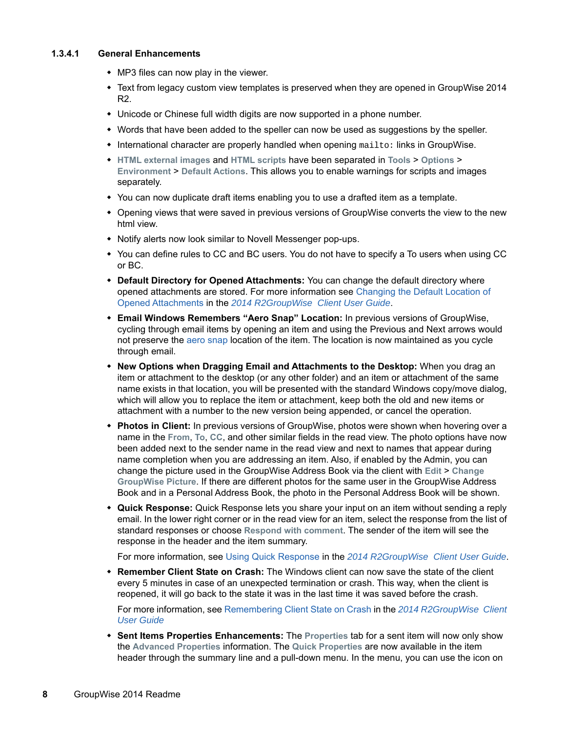#### 1.3.4.1 General Enhancements

- MP3 files can now play in the viewer.
- Text from legacy custom view templates is preserved when they are opened in GroupWise 2014 R2.
- Unicode or Chinese full width digits are now supported in a phone number.
- Words that have been added to the speller can now be used as suggestions by the speller.
- International character are properly handled when opening `mailto:` links in GroupWise.
- **HTML external images** and **HTML scripts** have been separated in **Tools** > **Options** > **Environment** > **Default Actions**. This allows you to enable warnings for scripts and images separately.
- You can now duplicate draft items enabling you to use a drafted item as a template.
- Opening views that were saved in previous versions of GroupWise converts the view to the new html view.
- Notify alerts now look similar to Novell Messenger pop-ups.
- You can define rules to CC and BC users. You do not have to specify a To users when using CC or BC.
- **Default Directory for Opened Attachments:** You can change the default directory where opened attachments are stored. For more information see Changing the Default Location of Opened Attachments in the *2014 R2GroupWise Client User Guide*.
- **Email Windows Remembers "Aero Snap" Location:** In previous versions of GroupWise, cycling through email items by opening an item and using the Previous and Next arrows would not preserve the aero snap location of the item. The location is now maintained as you cycle through email.
- **New Options when Dragging Email and Attachments to the Desktop:** When you drag an item or attachment to the desktop (or any other folder) and an item or attachment of the same name exists in that location, you will be presented with the standard Windows copy/move dialog, which will allow you to replace the item or attachment, keep both the old and new items or attachment with a number to the new version being appended, or cancel the operation.
- **Photos in Client:** In previous versions of GroupWise, photos were shown when hovering over a name in the **From**, **To**, **CC**, and other similar fields in the read view. The photo options have now been added next to the sender name in the read view and next to names that appear during name completion when you are addressing an item. Also, if enabled by the Admin, you can change the picture used in the GroupWise Address Book via the client with **Edit** > **Change GroupWise Picture**. If there are different photos for the same user in the GroupWise Address Book and in a Personal Address Book, the photo in the Personal Address Book will be shown.
- **Quick Response:** Quick Response lets you share your input on an item without sending a reply email. In the lower right corner or in the read view for an item, select the response from the list of standard responses or choose **Respond with comment**. The sender of the item will see the response in the header and the item summary.

  For more information, see Using Quick Response in the *2014 R2GroupWise Client User Guide*.
- **Remember Client State on Crash:** The Windows client can now save the state of the client every 5 minutes in case of an unexpected termination or crash. This way, when the client is reopened, it will go back to the state it was in the last time it was saved before the crash.

  For more information, see Remembering Client State on Crash in the *2014 R2GroupWise Client User Guide*
- **Sent Items Properties Enhancements:** The **Properties** tab for a sent item will now only show the **Advanced Properties** information. The **Quick Properties** are now available in the item header through the summary line and a pull-down menu. In the menu, you can use the icon on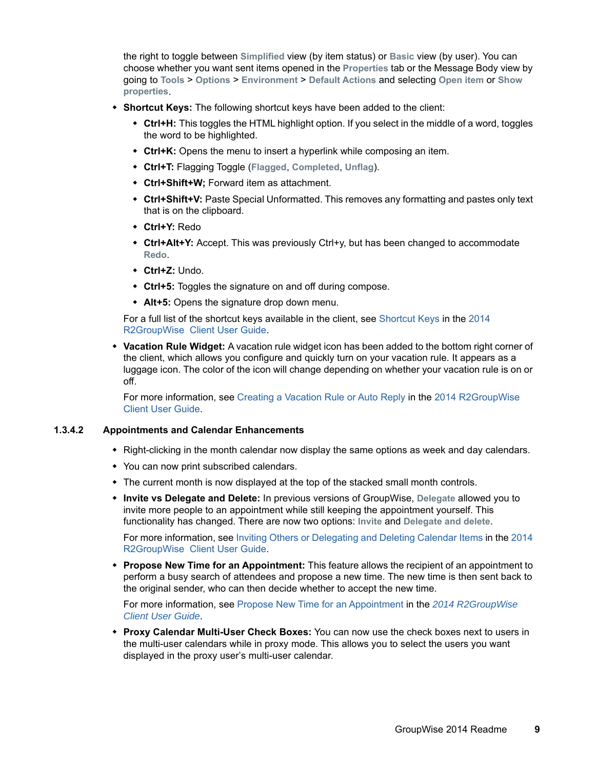the right to toggle between **Simplified** view (by item status) or **Basic** view (by user). You can choose whether you want sent items opened in the **Properties** tab or the Message Body view by going to **Tools** > **Options** > **Environment** > **Default Actions** and selecting **Open item** or **Show properties**.

- **Shortcut Keys:** The following shortcut keys have been added to the client:
  - **Ctrl+H:** This toggles the HTML highlight option. If you select in the middle of a word, toggles the word to be highlighted.
  - **Ctrl+K:** Opens the menu to insert a hyperlink while composing an item.
  - **Ctrl+T:** Flagging Toggle (**Flagged**, **Completed**, **Unflag**).
  - **Ctrl+Shift+W;** Forward item as attachment.
  - **Ctrl+Shift+V:** Paste Special Unformatted. This removes any formatting and pastes only text that is on the clipboard.
  - **Ctrl+Y:** Redo
  - **Ctrl+Alt+Y:** Accept. This was previously Ctrl+y, but has been changed to accommodate **Redo**.
  - **Ctrl+Z:** Undo.
  - **Ctrl+5:** Toggles the signature on and off during compose.
  - **Alt+5:** Opens the signature drop down menu.

  For a full list of the shortcut keys available in the client, see Shortcut Keys in the 2014 R2GroupWise Client User Guide.

- **Vacation Rule Widget:** A vacation rule widget icon has been added to the bottom right corner of the client, which allows you configure and quickly turn on your vacation rule. It appears as a luggage icon. The color of the icon will change depending on whether your vacation rule is on or off.

  For more information, see Creating a Vacation Rule or Auto Reply in the 2014 R2GroupWise Client User Guide.

#### 1.3.4.2 Appointments and Calendar Enhancements

- Right-clicking in the month calendar now display the same options as week and day calendars.
- You can now print subscribed calendars.
- The current month is now displayed at the top of the stacked small month controls.
- **Invite vs Delegate and Delete:** In previous versions of GroupWise, **Delegate** allowed you to invite more people to an appointment while still keeping the appointment yourself. This functionality has changed. There are now two options: **Invite** and **Delegate and delete**.

  For more information, see Inviting Others or Delegating and Deleting Calendar Items in the 2014 R2GroupWise Client User Guide.

- **Propose New Time for an Appointment:** This feature allows the recipient of an appointment to perform a busy search of attendees and propose a new time. The new time is then sent back to the original sender, who can then decide whether to accept the new time.

  For more information, see Propose New Time for an Appointment in the *2014 R2GroupWise Client User Guide*.

- **Proxy Calendar Multi-User Check Boxes:** You can now use the check boxes next to users in the multi-user calendars while in proxy mode. This allows you to select the users you want displayed in the proxy user's multi-user calendar.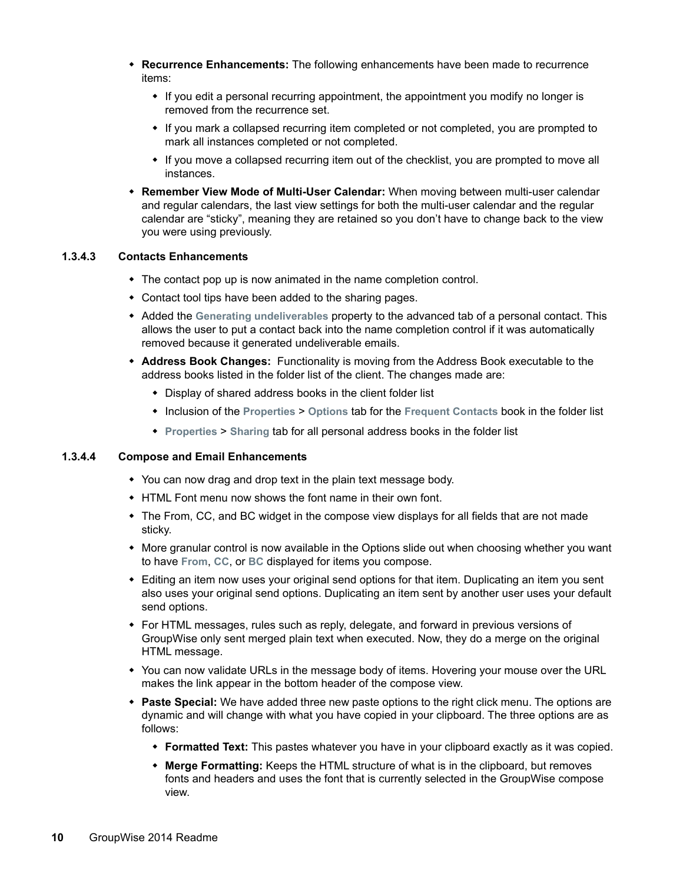- **Recurrence Enhancements:** The following enhancements have been made to recurrence items:
  - If you edit a personal recurring appointment, the appointment you modify no longer is removed from the recurrence set.
  - If you mark a collapsed recurring item completed or not completed, you are prompted to mark all instances completed or not completed.
  - If you move a collapsed recurring item out of the checklist, you are prompted to move all instances.
- **Remember View Mode of Multi-User Calendar:** When moving between multi-user calendar and regular calendars, the last view settings for both the multi-user calendar and the regular calendar are "sticky", meaning they are retained so you don't have to change back to the view you were using previously.

#### 1.3.4.3 Contacts Enhancements

- The contact pop up is now animated in the name completion control.
- Contact tool tips have been added to the sharing pages.
- Added the **Generating undeliverables** property to the advanced tab of a personal contact. This allows the user to put a contact back into the name completion control if it was automatically removed because it generated undeliverable emails.
- **Address Book Changes:** Functionality is moving from the Address Book executable to the address books listed in the folder list of the client. The changes made are:
  - Display of shared address books in the client folder list
  - Inclusion of the **Properties** > **Options** tab for the **Frequent Contacts** book in the folder list
  - **Properties** > **Sharing** tab for all personal address books in the folder list

#### 1.3.4.4 Compose and Email Enhancements

- You can now drag and drop text in the plain text message body.
- HTML Font menu now shows the font name in their own font.
- The From, CC, and BC widget in the compose view displays for all fields that are not made sticky.
- More granular control is now available in the Options slide out when choosing whether you want to have **From**, **CC**, or **BC** displayed for items you compose.
- Editing an item now uses your original send options for that item. Duplicating an item you sent also uses your original send options. Duplicating an item sent by another user uses your default send options.
- For HTML messages, rules such as reply, delegate, and forward in previous versions of GroupWise only sent merged plain text when executed. Now, they do a merge on the original HTML message.
- You can now validate URLs in the message body of items. Hovering your mouse over the URL makes the link appear in the bottom header of the compose view.
- **Paste Special:** We have added three new paste options to the right click menu. The options are dynamic and will change with what you have copied in your clipboard. The three options are as follows:
  - **Formatted Text:** This pastes whatever you have in your clipboard exactly as it was copied.
  - **Merge Formatting:** Keeps the HTML structure of what is in the clipboard, but removes fonts and headers and uses the font that is currently selected in the GroupWise compose view.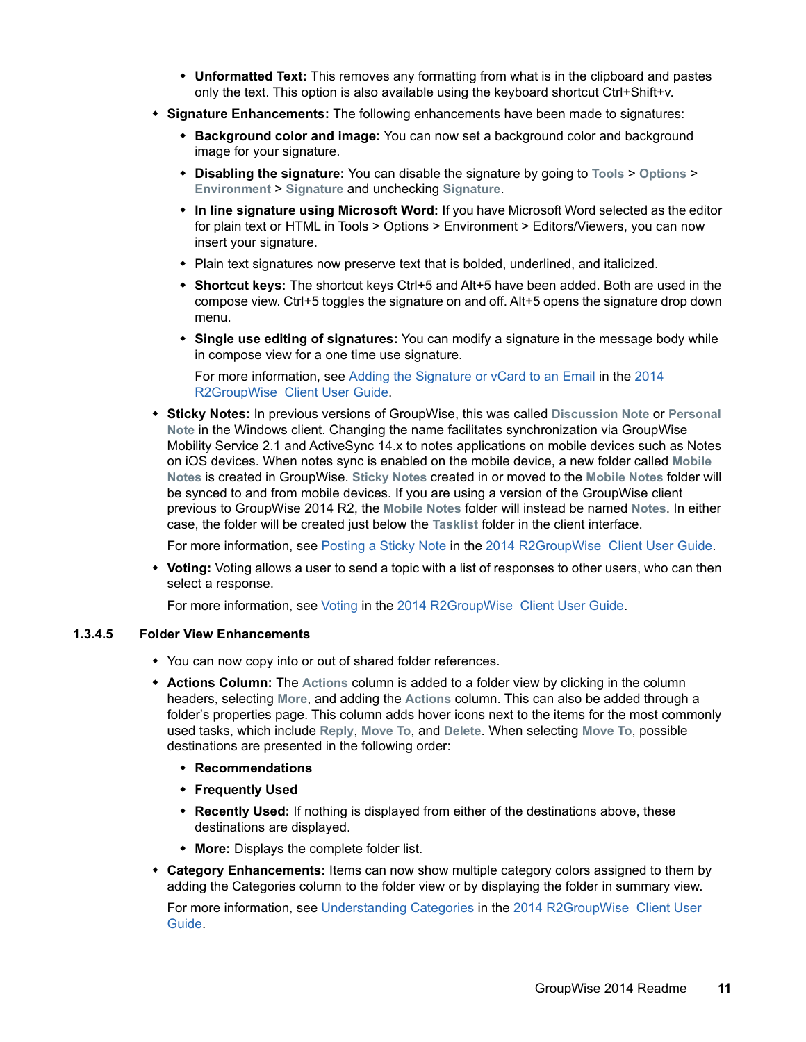- **Unformatted Text:** This removes any formatting from what is in the clipboard and pastes only the text. This option is also available using the keyboard shortcut Ctrl+Shift+v.

- **Signature Enhancements:** The following enhancements have been made to signatures:
  - **Background color and image:** You can now set a background color and background image for your signature.
  - **Disabling the signature:** You can disable the signature by going to **Tools** > **Options** > **Environment** > **Signature** and unchecking **Signature**.
  - **In line signature using Microsoft Word:** If you have Microsoft Word selected as the editor for plain text or HTML in Tools > Options > Environment > Editors/Viewers, you can now insert your signature.
  - Plain text signatures now preserve text that is bolded, underlined, and italicized.
  - **Shortcut keys:** The shortcut keys Ctrl+5 and Alt+5 have been added. Both are used in the compose view. Ctrl+5 toggles the signature on and off. Alt+5 opens the signature drop down menu.
  - **Single use editing of signatures:** You can modify a signature in the message body while in compose view for a one time use signature.

    For more information, see Adding the Signature or vCard to an Email in the 2014 R2GroupWise Client User Guide.

- **Sticky Notes:** In previous versions of GroupWise, this was called **Discussion Note** or **Personal Note** in the Windows client. Changing the name facilitates synchronization via GroupWise Mobility Service 2.1 and ActiveSync 14.x to notes applications on mobile devices such as Notes on iOS devices. When notes sync is enabled on the mobile device, a new folder called **Mobile Notes** is created in GroupWise. **Sticky Notes** created in or moved to the **Mobile Notes** folder will be synced to and from mobile devices. If you are using a version of the GroupWise client previous to GroupWise 2014 R2, the **Mobile Notes** folder will instead be named **Notes**. In either case, the folder will be created just below the **Tasklist** folder in the client interface.

  For more information, see Posting a Sticky Note in the 2014 R2GroupWise Client User Guide.

- **Voting:** Voting allows a user to send a topic with a list of responses to other users, who can then select a response.

  For more information, see Voting in the 2014 R2GroupWise Client User Guide.

#### 1.3.4.5 Folder View Enhancements

- You can now copy into or out of shared folder references.
- **Actions Column:** The **Actions** column is added to a folder view by clicking in the column headers, selecting **More**, and adding the **Actions** column. This can also be added through a folder's properties page. This column adds hover icons next to the items for the most commonly used tasks, which include **Reply**, **Move To**, and **Delete**. When selecting **Move To**, possible destinations are presented in the following order:
  - **Recommendations**
  - **Frequently Used**
  - **Recently Used:** If nothing is displayed from either of the destinations above, these destinations are displayed.
  - **More:** Displays the complete folder list.
- **Category Enhancements:** Items can now show multiple category colors assigned to them by adding the Categories column to the folder view or by displaying the folder in summary view.

  For more information, see Understanding Categories in the 2014 R2GroupWise Client User Guide.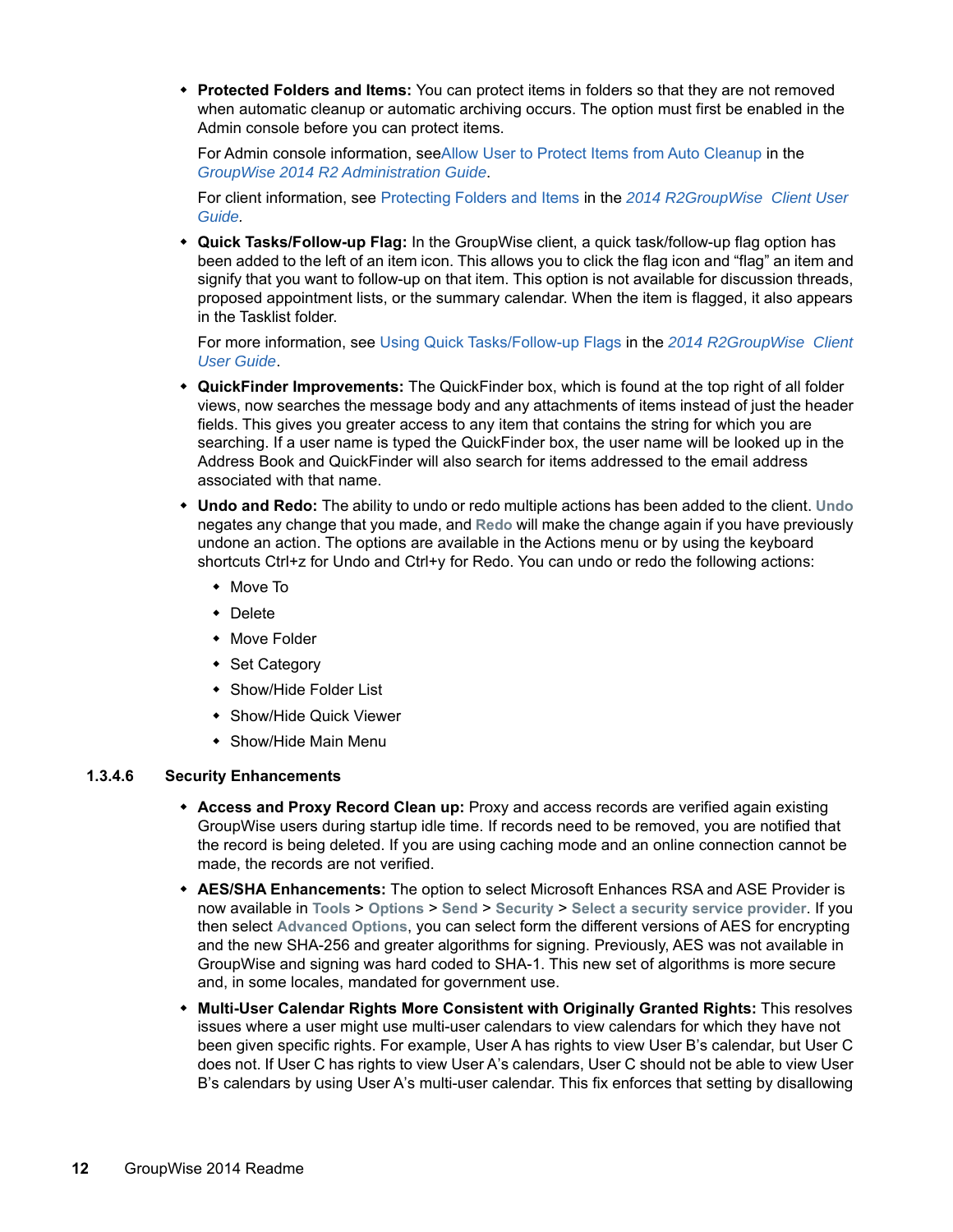- **Protected Folders and Items:** You can protect items in folders so that they are not removed when automatic cleanup or automatic archiving occurs. The option must first be enabled in the Admin console before you can protect items.

  For Admin console information, seeAllow User to Protect Items from Auto Cleanup in the *GroupWise 2014 R2 Administration Guide*.

  For client information, see Protecting Folders and Items in the *2014 R2GroupWise Client User Guide*.

- **Quick Tasks/Follow-up Flag:** In the GroupWise client, a quick task/follow-up flag option has been added to the left of an item icon. This allows you to click the flag icon and "flag" an item and signify that you want to follow-up on that item. This option is not available for discussion threads, proposed appointment lists, or the summary calendar. When the item is flagged, it also appears in the Tasklist folder.

  For more information, see Using Quick Tasks/Follow-up Flags in the *2014 R2GroupWise Client User Guide*.

- **QuickFinder Improvements:** The QuickFinder box, which is found at the top right of all folder views, now searches the message body and any attachments of items instead of just the header fields. This gives you greater access to any item that contains the string for which you are searching. If a user name is typed the QuickFinder box, the user name will be looked up in the Address Book and QuickFinder will also search for items addressed to the email address associated with that name.

- **Undo and Redo:** The ability to undo or redo multiple actions has been added to the client. **Undo** negates any change that you made, and **Redo** will make the change again if you have previously undone an action. The options are available in the Actions menu or by using the keyboard shortcuts Ctrl+z for Undo and Ctrl+y for Redo. You can undo or redo the following actions:
  - Move To
  - Delete
  - Move Folder
  - Set Category
  - Show/Hide Folder List
  - Show/Hide Quick Viewer
  - Show/Hide Main Menu

#### 1.3.4.6 Security Enhancements

- **Access and Proxy Record Clean up:** Proxy and access records are verified again existing GroupWise users during startup idle time. If records need to be removed, you are notified that the record is being deleted. If you are using caching mode and an online connection cannot be made, the records are not verified.

- **AES/SHA Enhancements:** The option to select Microsoft Enhances RSA and ASE Provider is now available in **Tools** > **Options** > **Send** > **Security** > **Select a security service provider**. If you then select **Advanced Options**, you can select form the different versions of AES for encrypting and the new SHA-256 and greater algorithms for signing. Previously, AES was not available in GroupWise and signing was hard coded to SHA-1. This new set of algorithms is more secure and, in some locales, mandated for government use.

- **Multi-User Calendar Rights More Consistent with Originally Granted Rights:** This resolves issues where a user might use multi-user calendars to view calendars for which they have not been given specific rights. For example, User A has rights to view User B's calendar, but User C does not. If User C has rights to view User A's calendars, User C should not be able to view User B's calendars by using User A's multi-user calendar. This fix enforces that setting by disallowing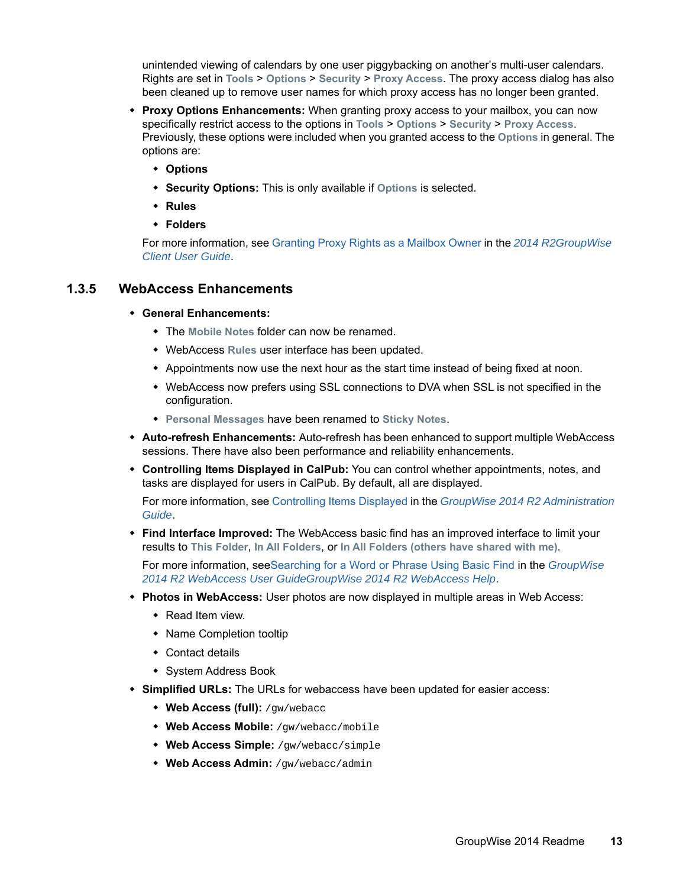unintended viewing of calendars by one user piggybacking on another's multi-user calendars. Rights are set in **Tools** > **Options** > **Security** > **Proxy Access**. The proxy access dialog has also been cleaned up to remove user names for which proxy access has no longer been granted.

- **Proxy Options Enhancements:** When granting proxy access to your mailbox, you can now specifically restrict access to the options in **Tools** > **Options** > **Security** > **Proxy Access**. Previously, these options were included when you granted access to the **Options** in general. The options are:
  - **Options**
  - **Security Options:** This is only available if **Options** is selected.
  - **Rules**
  - **Folders**

  For more information, see Granting Proxy Rights as a Mailbox Owner in the *2014 R2GroupWise Client User Guide*.

### 1.3.5 WebAccess Enhancements

- **General Enhancements:**
  - The **Mobile Notes** folder can now be renamed.
  - WebAccess **Rules** user interface has been updated.
  - Appointments now use the next hour as the start time instead of being fixed at noon.
  - WebAccess now prefers using SSL connections to DVA when SSL is not specified in the configuration.
  - **Personal Messages** have been renamed to **Sticky Notes**.
- **Auto-refresh Enhancements:** Auto-refresh has been enhanced to support multiple WebAccess sessions. There have also been performance and reliability enhancements.
- **Controlling Items Displayed in CalPub:** You can control whether appointments, notes, and tasks are displayed for users in CalPub. By default, all are displayed.

  For more information, see Controlling Items Displayed in the *GroupWise 2014 R2 Administration Guide*.
- **Find Interface Improved:** The WebAccess basic find has an improved interface to limit your results to **This Folder**, **In All Folders**, or **In All Folders (others have shared with me)**.

  For more information, seeSearching for a Word or Phrase Using Basic Find in the *GroupWise 2014 R2 WebAccess User GuideGroupWise 2014 R2 WebAccess Help*.
- **Photos in WebAccess:** User photos are now displayed in multiple areas in Web Access:
  - Read Item view.
  - Name Completion tooltip
  - Contact details
  - System Address Book
- **Simplified URLs:** The URLs for webaccess have been updated for easier access:
  - **Web Access (full):** `/gw/webacc`
  - **Web Access Mobile:** `/gw/webacc/mobile`
  - **Web Access Simple:** `/gw/webacc/simple`
  - **Web Access Admin:** `/gw/webacc/admin`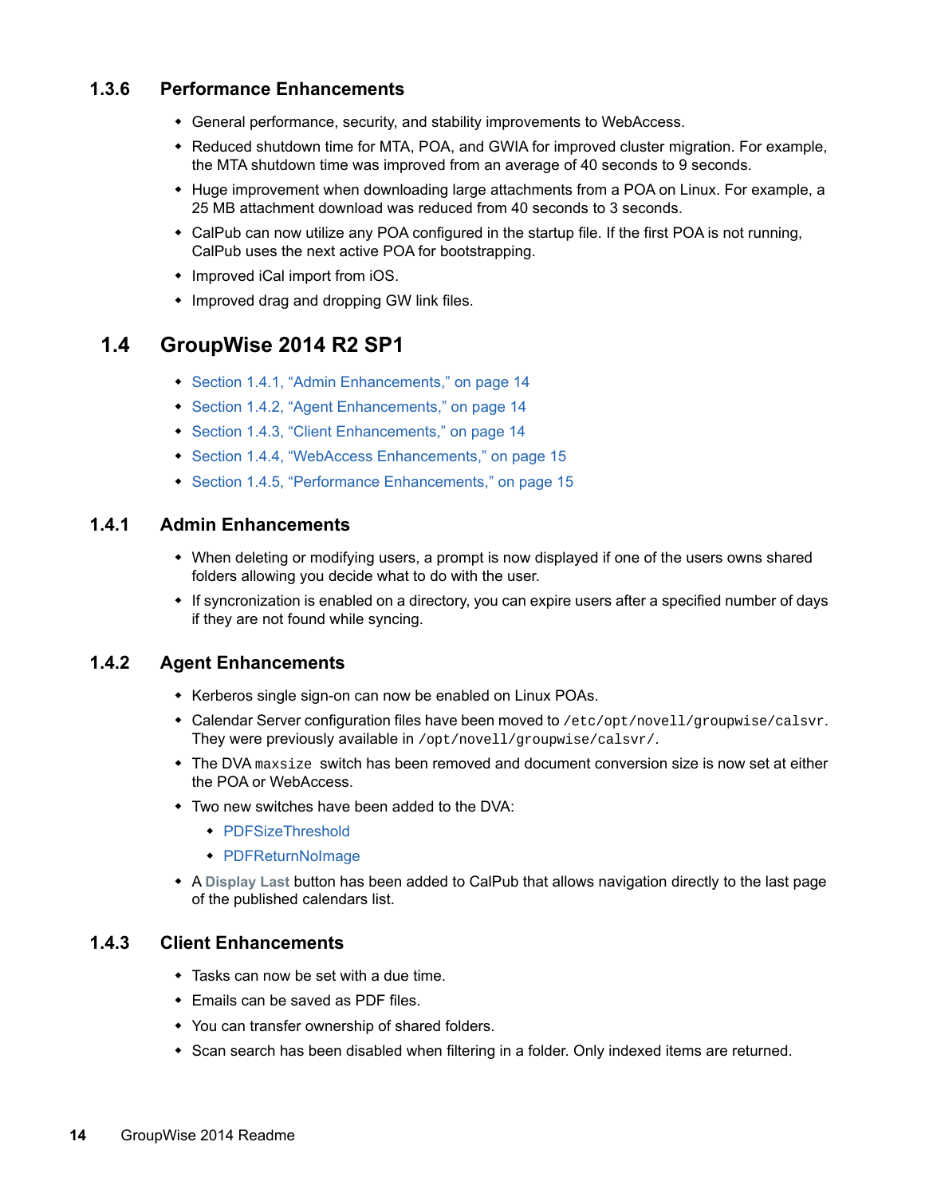### 1.3.6 Performance Enhancements

- General performance, security, and stability improvements to WebAccess.
- Reduced shutdown time for MTA, POA, and GWIA for improved cluster migration. For example, the MTA shutdown time was improved from an average of 40 seconds to 9 seconds.
- Huge improvement when downloading large attachments from a POA on Linux. For example, a 25 MB attachment download was reduced from 40 seconds to 3 seconds.
- CalPub can now utilize any POA configured in the startup file. If the first POA is not running, CalPub uses the next active POA for bootstrapping.
- Improved iCal import from iOS.
- Improved drag and dropping GW link files.

## 1.4 GroupWise 2014 R2 SP1

- Section 1.4.1, "Admin Enhancements," on page 14
- Section 1.4.2, "Agent Enhancements," on page 14
- Section 1.4.3, "Client Enhancements," on page 14
- Section 1.4.4, "WebAccess Enhancements," on page 15
- Section 1.4.5, "Performance Enhancements," on page 15

### 1.4.1 Admin Enhancements

- When deleting or modifying users, a prompt is now displayed if one of the users owns shared folders allowing you decide what to do with the user.
- If syncronization is enabled on a directory, you can expire users after a specified number of days if they are not found while syncing.

### 1.4.2 Agent Enhancements

- Kerberos single sign-on can now be enabled on Linux POAs.
- Calendar Server configuration files have been moved to `/etc/opt/novell/groupwise/calsvr`. They were previously available in `/opt/novell/groupwise/calsvr/`.
- The DVA `maxsize` switch has been removed and document conversion size is now set at either the POA or WebAccess.
- Two new switches have been added to the DVA:
  - PDFSizeThreshold
  - PDFReturnNoImage
- A **Display Last** button has been added to CalPub that allows navigation directly to the last page of the published calendars list.

### 1.4.3 Client Enhancements

- Tasks can now be set with a due time.
- Emails can be saved as PDF files.
- You can transfer ownership of shared folders.
- Scan search has been disabled when filtering in a folder. Only indexed items are returned.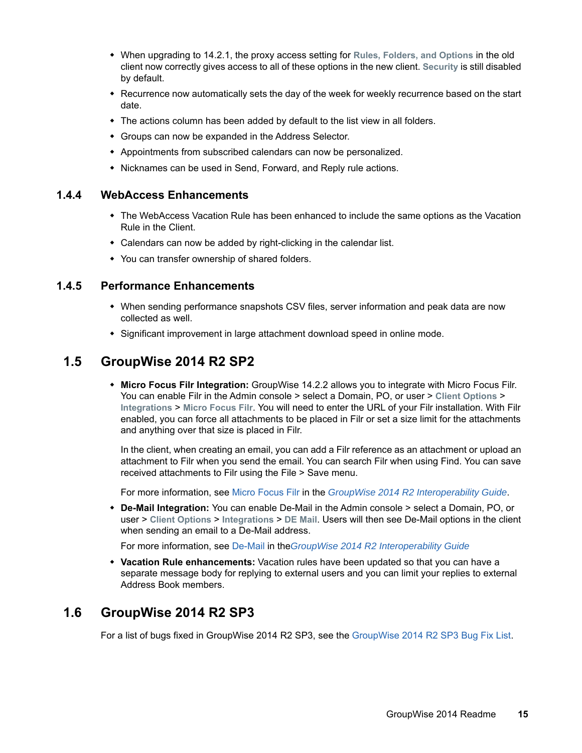* When upgrading to 14.2.1, the proxy access setting for **Rules, Folders, and Options** in the old client now correctly gives access to all of these options in the new client. **Security** is still disabled by default.
* Recurrence now automatically sets the day of the week for weekly recurrence based on the start date.
* The actions column has been added by default to the list view in all folders.
* Groups can now be expanded in the Address Selector.
* Appointments from subscribed calendars can now be personalized.
* Nicknames can be used in Send, Forward, and Reply rule actions.

### 1.4.4 WebAccess Enhancements

* The WebAccess Vacation Rule has been enhanced to include the same options as the Vacation Rule in the Client.
* Calendars can now be added by right-clicking in the calendar list.
* You can transfer ownership of shared folders.

### 1.4.5 Performance Enhancements

* When sending performance snapshots CSV files, server information and peak data are now collected as well.
* Significant improvement in large attachment download speed in online mode.

## 1.5 GroupWise 2014 R2 SP2

* **Micro Focus Filr Integration:** GroupWise 14.2.2 allows you to integrate with Micro Focus Filr. You can enable Filr in the Admin console > select a Domain, PO, or user > **Client Options** > **Integrations** > **Micro Focus Filr**. You will need to enter the URL of your Filr installation. With Filr enabled, you can force all attachments to be placed in Filr or set a size limit for the attachments and anything over that size is placed in Filr.

  In the client, when creating an email, you can add a Filr reference as an attachment or upload an attachment to Filr when you send the email. You can search Filr when using Find. You can save received attachments to Filr using the File > Save menu.

  For more information, see Micro Focus Filr in the *GroupWise 2014 R2 Interoperability Guide*.
* **De-Mail Integration:** You can enable De-Mail in the Admin console > select a Domain, PO, or user > **Client Options** > **Integrations** > **DE Mail**. Users will then see De-Mail options in the client when sending an email to a De-Mail address.

  For more information, see De-Mail in the*GroupWise 2014 R2 Interoperability Guide*
* **Vacation Rule enhancements:** Vacation rules have been updated so that you can have a separate message body for replying to external users and you can limit your replies to external Address Book members.

## 1.6 GroupWise 2014 R2 SP3

For a list of bugs fixed in GroupWise 2014 R2 SP3, see the GroupWise 2014 R2 SP3 Bug Fix List.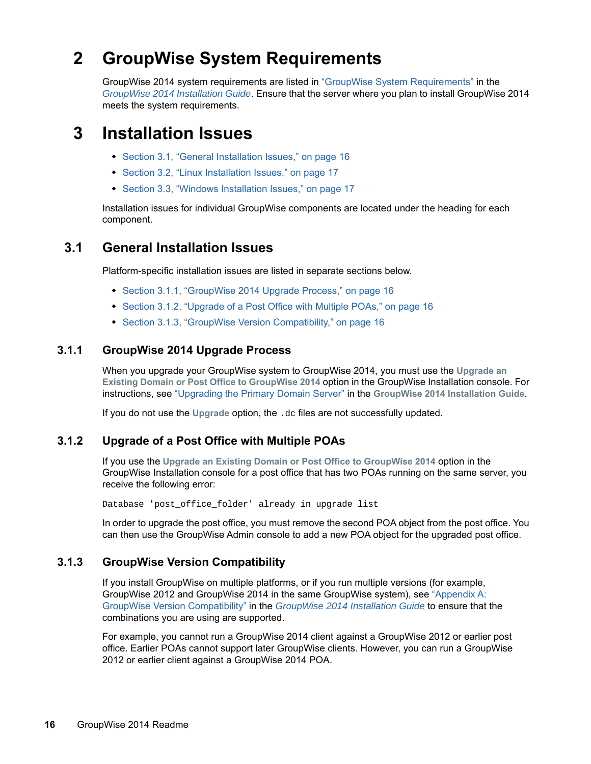# 2 GroupWise System Requirements

GroupWise 2014 system requirements are listed in "GroupWise System Requirements" in the *GroupWise 2014 Installation Guide*. Ensure that the server where you plan to install GroupWise 2014 meets the system requirements.

# 3 Installation Issues

- Section 3.1, "General Installation Issues," on page 16
- Section 3.2, "Linux Installation Issues," on page 17
- Section 3.3, "Windows Installation Issues," on page 17

Installation issues for individual GroupWise components are located under the heading for each component.

## 3.1 General Installation Issues

Platform-specific installation issues are listed in separate sections below.

- Section 3.1.1, "GroupWise 2014 Upgrade Process," on page 16
- Section 3.1.2, "Upgrade of a Post Office with Multiple POAs," on page 16
- Section 3.1.3, "GroupWise Version Compatibility," on page 16

### 3.1.1 GroupWise 2014 Upgrade Process

When you upgrade your GroupWise system to GroupWise 2014, you must use the **Upgrade an Existing Domain or Post Office to GroupWise 2014** option in the GroupWise Installation console. For instructions, see "Upgrading the Primary Domain Server" in the **GroupWise 2014 Installation Guide**.

If you do not use the **Upgrade** option, the `.dc` files are not successfully updated.

### 3.1.2 Upgrade of a Post Office with Multiple POAs

If you use the **Upgrade an Existing Domain or Post Office to GroupWise 2014** option in the GroupWise Installation console for a post office that has two POAs running on the same server, you receive the following error:

```
Database 'post_office_folder' already in upgrade list
```

In order to upgrade the post office, you must remove the second POA object from the post office. You can then use the GroupWise Admin console to add a new POA object for the upgraded post office.

### 3.1.3 GroupWise Version Compatibility

If you install GroupWise on multiple platforms, or if you run multiple versions (for example, GroupWise 2012 and GroupWise 2014 in the same GroupWise system), see "Appendix A: GroupWise Version Compatibility" in the *GroupWise 2014 Installation Guide* to ensure that the combinations you are using are supported.

For example, you cannot run a GroupWise 2014 client against a GroupWise 2012 or earlier post office. Earlier POAs cannot support later GroupWise clients. However, you can run a GroupWise 2012 or earlier client against a GroupWise 2014 POA.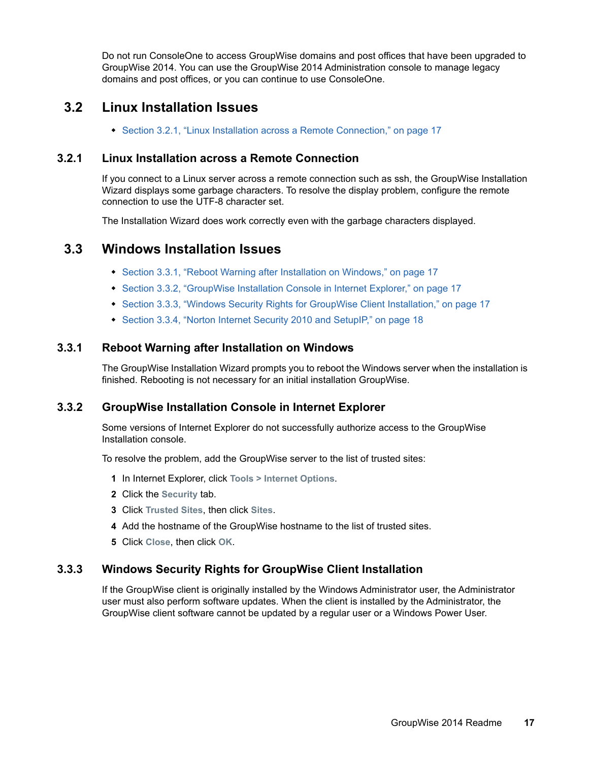Do not run ConsoleOne to access GroupWise domains and post offices that have been upgraded to GroupWise 2014. You can use the GroupWise 2014 Administration console to manage legacy domains and post offices, or you can continue to use ConsoleOne.

## 3.2 Linux Installation Issues

- Section 3.2.1, "Linux Installation across a Remote Connection," on page 17

### 3.2.1 Linux Installation across a Remote Connection

If you connect to a Linux server across a remote connection such as ssh, the GroupWise Installation Wizard displays some garbage characters. To resolve the display problem, configure the remote connection to use the UTF-8 character set.

The Installation Wizard does work correctly even with the garbage characters displayed.

## 3.3 Windows Installation Issues

- Section 3.3.1, "Reboot Warning after Installation on Windows," on page 17
- Section 3.3.2, "GroupWise Installation Console in Internet Explorer," on page 17
- Section 3.3.3, "Windows Security Rights for GroupWise Client Installation," on page 17
- Section 3.3.4, "Norton Internet Security 2010 and SetupIP," on page 18

### 3.3.1 Reboot Warning after Installation on Windows

The GroupWise Installation Wizard prompts you to reboot the Windows server when the installation is finished. Rebooting is not necessary for an initial installation GroupWise.

### 3.3.2 GroupWise Installation Console in Internet Explorer

Some versions of Internet Explorer do not successfully authorize access to the GroupWise Installation console.

To resolve the problem, add the GroupWise server to the list of trusted sites:

1. In Internet Explorer, click **Tools > Internet Options**.
2. Click the **Security** tab.
3. Click **Trusted Sites**, then click **Sites**.
4. Add the hostname of the GroupWise hostname to the list of trusted sites.
5. Click **Close**, then click **OK**.

### 3.3.3 Windows Security Rights for GroupWise Client Installation

If the GroupWise client is originally installed by the Windows Administrator user, the Administrator user must also perform software updates. When the client is installed by the Administrator, the GroupWise client software cannot be updated by a regular user or a Windows Power User.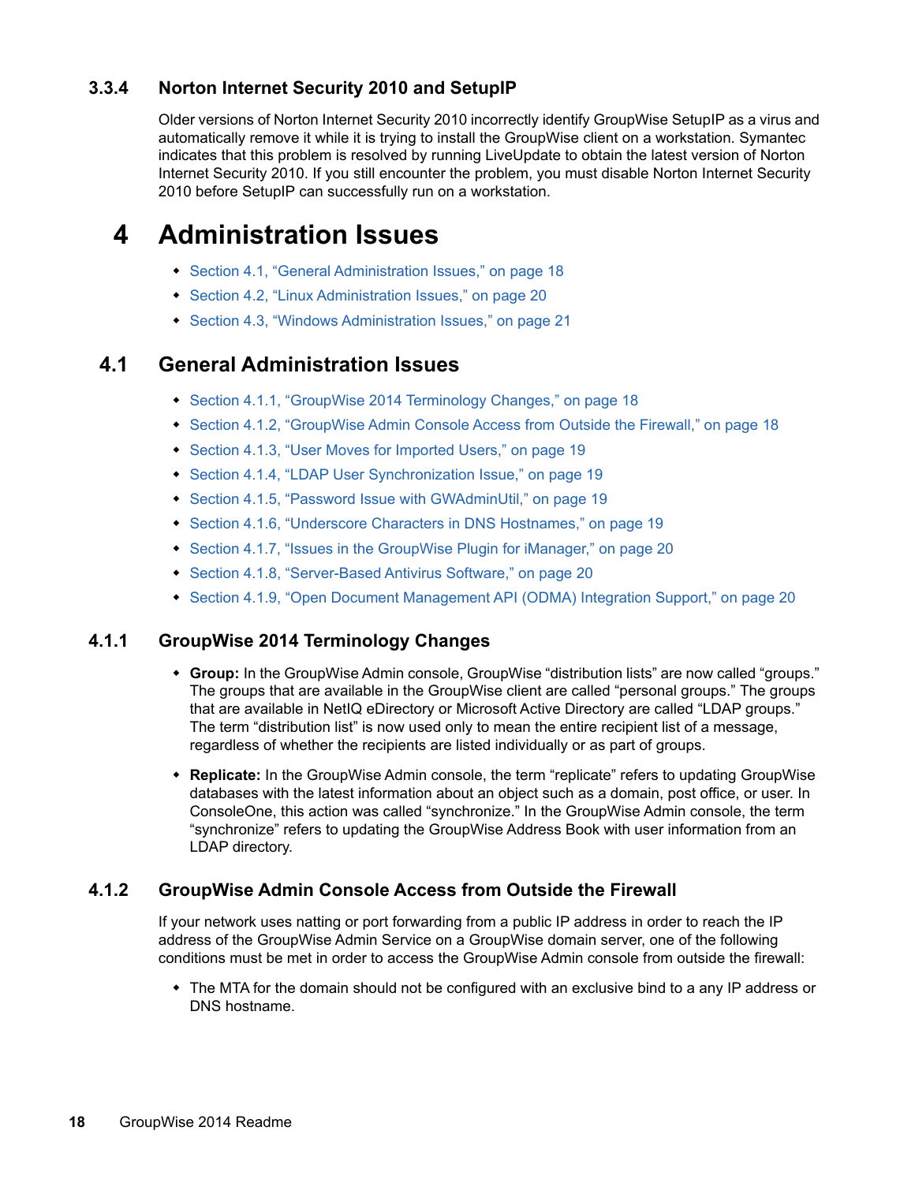### 3.3.4 Norton Internet Security 2010 and SetupIP

Older versions of Norton Internet Security 2010 incorrectly identify GroupWise SetupIP as a virus and automatically remove it while it is trying to install the GroupWise client on a workstation. Symantec indicates that this problem is resolved by running LiveUpdate to obtain the latest version of Norton Internet Security 2010. If you still encounter the problem, you must disable Norton Internet Security 2010 before SetupIP can successfully run on a workstation.

# 4 Administration Issues

- Section 4.1, "General Administration Issues," on page 18
- Section 4.2, "Linux Administration Issues," on page 20
- Section 4.3, "Windows Administration Issues," on page 21

## 4.1 General Administration Issues

- Section 4.1.1, "GroupWise 2014 Terminology Changes," on page 18
- Section 4.1.2, "GroupWise Admin Console Access from Outside the Firewall," on page 18
- Section 4.1.3, "User Moves for Imported Users," on page 19
- Section 4.1.4, "LDAP User Synchronization Issue," on page 19
- Section 4.1.5, "Password Issue with GWAdminUtil," on page 19
- Section 4.1.6, "Underscore Characters in DNS Hostnames," on page 19
- Section 4.1.7, "Issues in the GroupWise Plugin for iManager," on page 20
- Section 4.1.8, "Server-Based Antivirus Software," on page 20
- Section 4.1.9, "Open Document Management API (ODMA) Integration Support," on page 20

### 4.1.1 GroupWise 2014 Terminology Changes

- **Group:** In the GroupWise Admin console, GroupWise "distribution lists" are now called "groups." The groups that are available in the GroupWise client are called "personal groups." The groups that are available in NetIQ eDirectory or Microsoft Active Directory are called "LDAP groups." The term "distribution list" is now used only to mean the entire recipient list of a message, regardless of whether the recipients are listed individually or as part of groups.
- **Replicate:** In the GroupWise Admin console, the term "replicate" refers to updating GroupWise databases with the latest information about an object such as a domain, post office, or user. In ConsoleOne, this action was called "synchronize." In the GroupWise Admin console, the term "synchronize" refers to updating the GroupWise Address Book with user information from an LDAP directory.

### 4.1.2 GroupWise Admin Console Access from Outside the Firewall

If your network uses natting or port forwarding from a public IP address in order to reach the IP address of the GroupWise Admin Service on a GroupWise domain server, one of the following conditions must be met in order to access the GroupWise Admin console from outside the firewall:

- The MTA for the domain should not be configured with an exclusive bind to a any IP address or DNS hostname.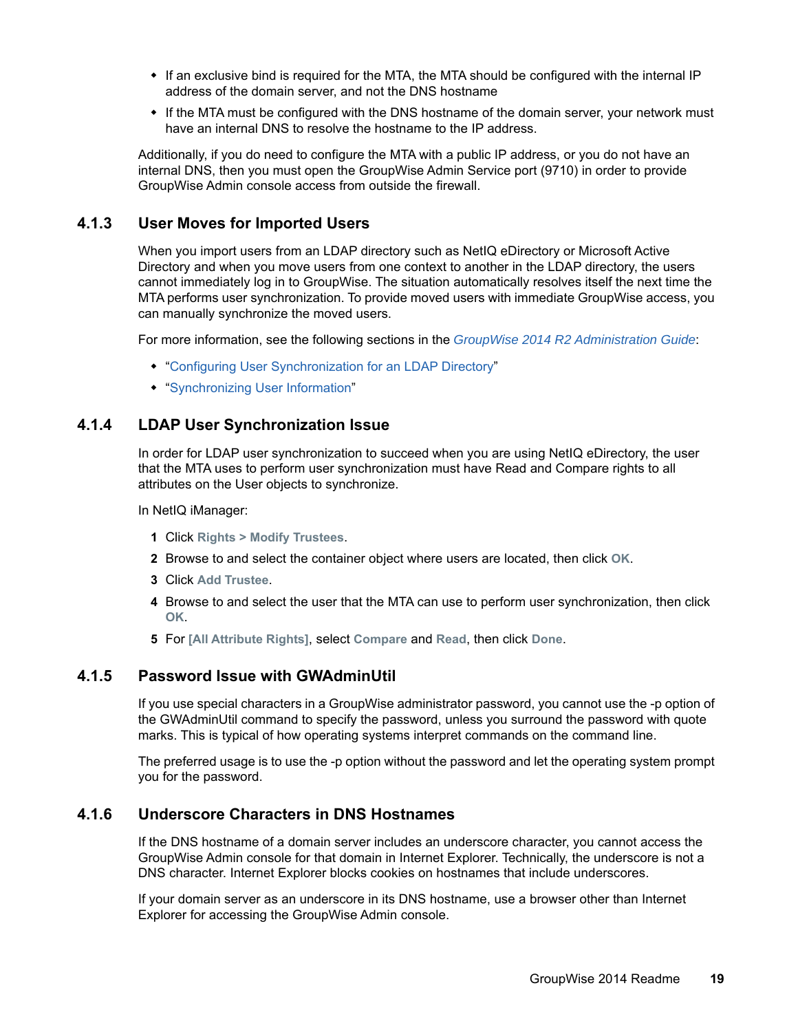- If an exclusive bind is required for the MTA, the MTA should be configured with the internal IP address of the domain server, and not the DNS hostname
- If the MTA must be configured with the DNS hostname of the domain server, your network must have an internal DNS to resolve the hostname to the IP address.

Additionally, if you do need to configure the MTA with a public IP address, or you do not have an internal DNS, then you must open the GroupWise Admin Service port (9710) in order to provide GroupWise Admin console access from outside the firewall.

### 4.1.3 User Moves for Imported Users

When you import users from an LDAP directory such as NetIQ eDirectory or Microsoft Active Directory and when you move users from one context to another in the LDAP directory, the users cannot immediately log in to GroupWise. The situation automatically resolves itself the next time the MTA performs user synchronization. To provide moved users with immediate GroupWise access, you can manually synchronize the moved users.

For more information, see the following sections in the *GroupWise 2014 R2 Administration Guide*:

- "Configuring User Synchronization for an LDAP Directory"
- "Synchronizing User Information"

### 4.1.4 LDAP User Synchronization Issue

In order for LDAP user synchronization to succeed when you are using NetIQ eDirectory, the user that the MTA uses to perform user synchronization must have Read and Compare rights to all attributes on the User objects to synchronize.

In NetIQ iManager:

1. Click **Rights > Modify Trustees**.
2. Browse to and select the container object where users are located, then click **OK**.
3. Click **Add Trustee**.
4. Browse to and select the user that the MTA can use to perform user synchronization, then click **OK**.
5. For **[All Attribute Rights]**, select **Compare** and **Read**, then click **Done**.

### 4.1.5 Password Issue with GWAdminUtil

If you use special characters in a GroupWise administrator password, you cannot use the -p option of the GWAdminUtil command to specify the password, unless you surround the password with quote marks. This is typical of how operating systems interpret commands on the command line.

The preferred usage is to use the -p option without the password and let the operating system prompt you for the password.

### 4.1.6 Underscore Characters in DNS Hostnames

If the DNS hostname of a domain server includes an underscore character, you cannot access the GroupWise Admin console for that domain in Internet Explorer. Technically, the underscore is not a DNS character. Internet Explorer blocks cookies on hostnames that include underscores.

If your domain server as an underscore in its DNS hostname, use a browser other than Internet Explorer for accessing the GroupWise Admin console.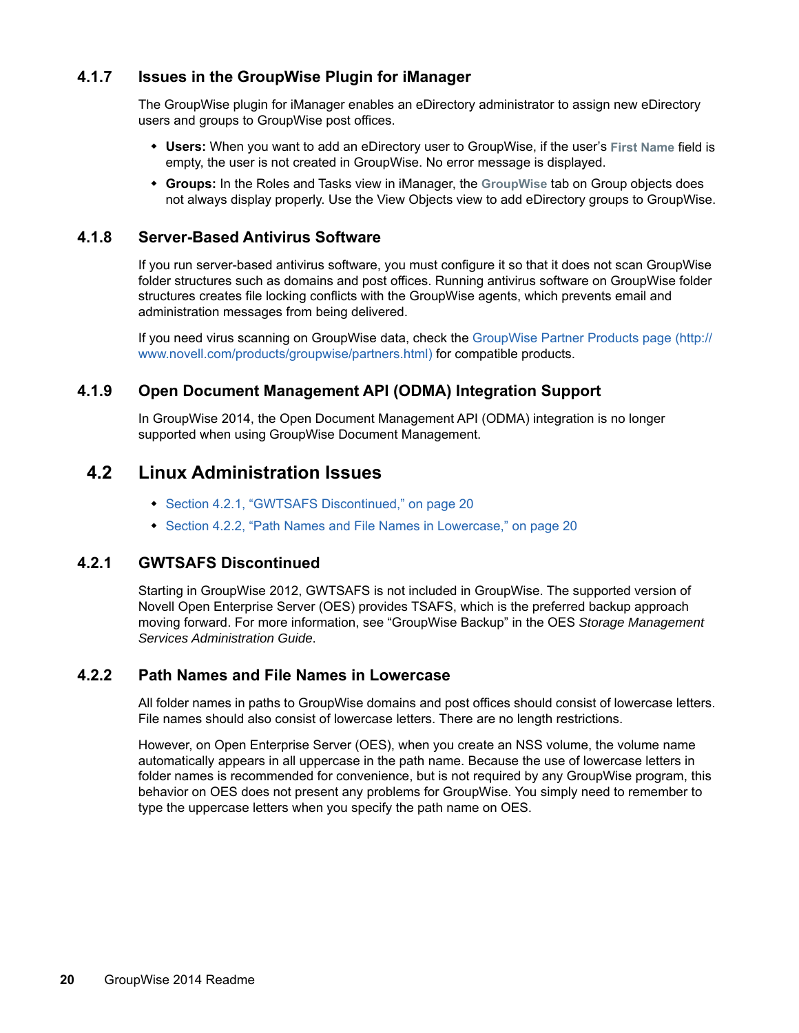### 4.1.7 Issues in the GroupWise Plugin for iManager

The GroupWise plugin for iManager enables an eDirectory administrator to assign new eDirectory users and groups to GroupWise post offices.

- **Users:** When you want to add an eDirectory user to GroupWise, if the user's **First Name** field is empty, the user is not created in GroupWise. No error message is displayed.
- **Groups:** In the Roles and Tasks view in iManager, the **GroupWise** tab on Group objects does not always display properly. Use the View Objects view to add eDirectory groups to GroupWise.

### 4.1.8 Server-Based Antivirus Software

If you run server-based antivirus software, you must configure it so that it does not scan GroupWise folder structures such as domains and post offices. Running antivirus software on GroupWise folder structures creates file locking conflicts with the GroupWise agents, which prevents email and administration messages from being delivered.

If you need virus scanning on GroupWise data, check the GroupWise Partner Products page (http://www.novell.com/products/groupwise/partners.html) for compatible products.

### 4.1.9 Open Document Management API (ODMA) Integration Support

In GroupWise 2014, the Open Document Management API (ODMA) integration is no longer supported when using GroupWise Document Management.

## 4.2 Linux Administration Issues

- Section 4.2.1, "GWTSAFS Discontinued," on page 20
- Section 4.2.2, "Path Names and File Names in Lowercase," on page 20

### 4.2.1 GWTSAFS Discontinued

Starting in GroupWise 2012, GWTSAFS is not included in GroupWise. The supported version of Novell Open Enterprise Server (OES) provides TSAFS, which is the preferred backup approach moving forward. For more information, see "GroupWise Backup" in the OES *Storage Management Services Administration Guide*.

### 4.2.2 Path Names and File Names in Lowercase

All folder names in paths to GroupWise domains and post offices should consist of lowercase letters. File names should also consist of lowercase letters. There are no length restrictions.

However, on Open Enterprise Server (OES), when you create an NSS volume, the volume name automatically appears in all uppercase in the path name. Because the use of lowercase letters in folder names is recommended for convenience, but is not required by any GroupWise program, this behavior on OES does not present any problems for GroupWise. You simply need to remember to type the uppercase letters when you specify the path name on OES.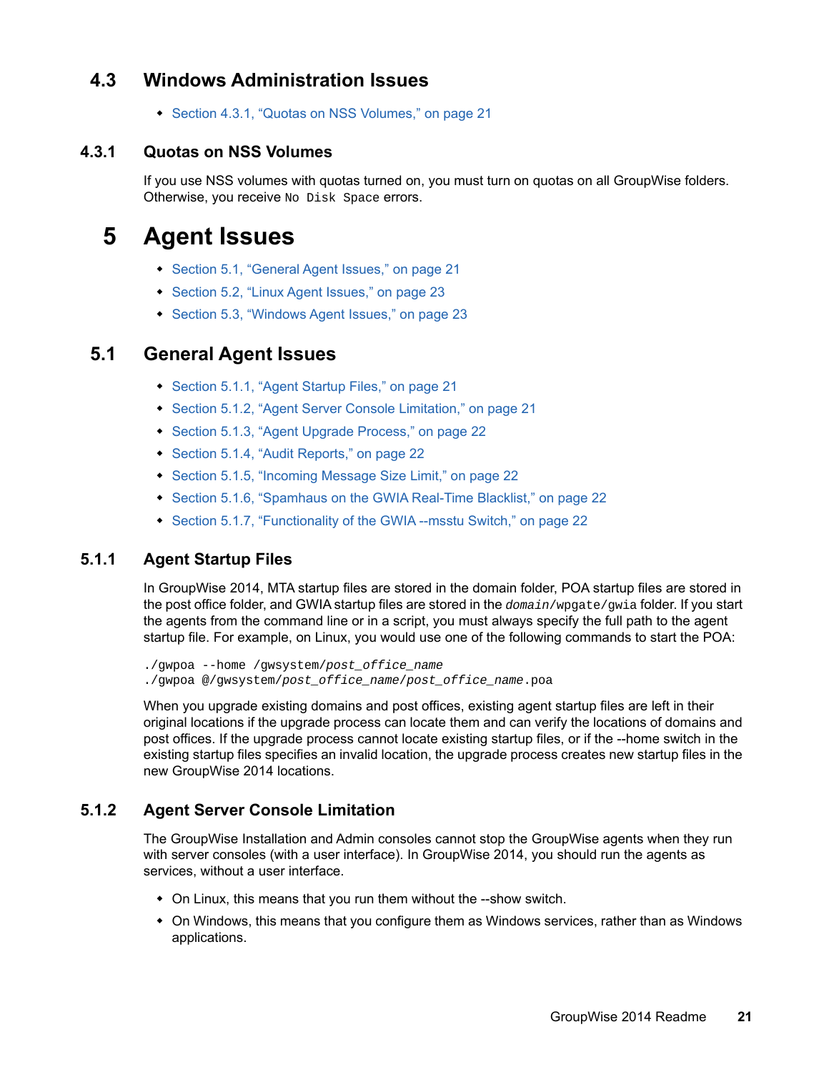## 4.3 Windows Administration Issues

- Section 4.3.1, "Quotas on NSS Volumes," on page 21

### 4.3.1 Quotas on NSS Volumes

If you use NSS volumes with quotas turned on, you must turn on quotas on all GroupWise folders. Otherwise, you receive `No Disk Space` errors.

# 5 Agent Issues

- Section 5.1, "General Agent Issues," on page 21
- Section 5.2, "Linux Agent Issues," on page 23
- Section 5.3, "Windows Agent Issues," on page 23

## 5.1 General Agent Issues

- Section 5.1.1, "Agent Startup Files," on page 21
- Section 5.1.2, "Agent Server Console Limitation," on page 21
- Section 5.1.3, "Agent Upgrade Process," on page 22
- Section 5.1.4, "Audit Reports," on page 22
- Section 5.1.5, "Incoming Message Size Limit," on page 22
- Section 5.1.6, "Spamhaus on the GWIA Real-Time Blacklist," on page 22
- Section 5.1.7, "Functionality of the GWIA --msstu Switch," on page 22

### 5.1.1 Agent Startup Files

In GroupWise 2014, MTA startup files are stored in the domain folder, POA startup files are stored in the post office folder, and GWIA startup files are stored in the *domain*`/wpgate/gwia` folder. If you start the agents from the command line or in a script, you must always specify the full path to the agent startup file. For example, on Linux, you would use one of the following commands to start the POA:

```
./gwpoa --home /gwsystem/post_office_name
./gwpoa @/gwsystem/post_office_name/post_office_name.poa
```

When you upgrade existing domains and post offices, existing agent startup files are left in their original locations if the upgrade process can locate them and can verify the locations of domains and post offices. If the upgrade process cannot locate existing startup files, or if the --home switch in the existing startup files specifies an invalid location, the upgrade process creates new startup files in the new GroupWise 2014 locations.

### 5.1.2 Agent Server Console Limitation

The GroupWise Installation and Admin consoles cannot stop the GroupWise agents when they run with server consoles (with a user interface). In GroupWise 2014, you should run the agents as services, without a user interface.

- On Linux, this means that you run them without the --show switch.
- On Windows, this means that you configure them as Windows services, rather than as Windows applications.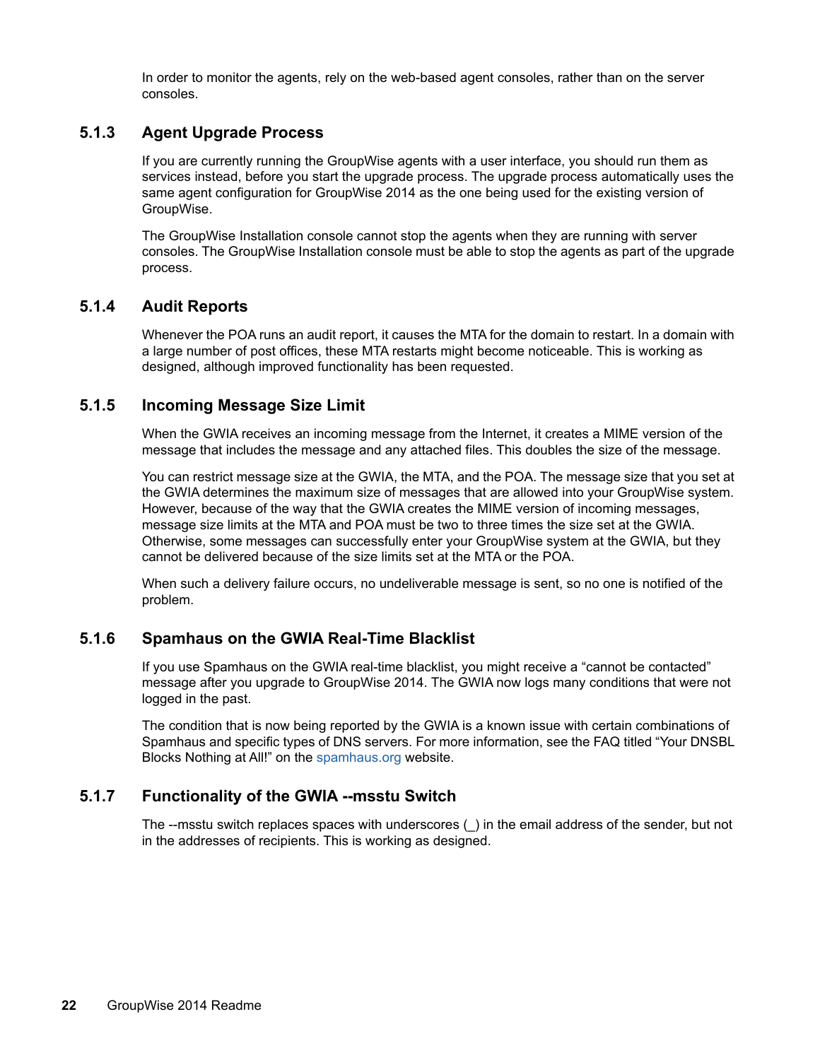In order to monitor the agents, rely on the web-based agent consoles, rather than on the server consoles.

### 5.1.3 Agent Upgrade Process

If you are currently running the GroupWise agents with a user interface, you should run them as services instead, before you start the upgrade process. The upgrade process automatically uses the same agent configuration for GroupWise 2014 as the one being used for the existing version of GroupWise.

The GroupWise Installation console cannot stop the agents when they are running with server consoles. The GroupWise Installation console must be able to stop the agents as part of the upgrade process.

### 5.1.4 Audit Reports

Whenever the POA runs an audit report, it causes the MTA for the domain to restart. In a domain with a large number of post offices, these MTA restarts might become noticeable. This is working as designed, although improved functionality has been requested.

### 5.1.5 Incoming Message Size Limit

When the GWIA receives an incoming message from the Internet, it creates a MIME version of the message that includes the message and any attached files. This doubles the size of the message.

You can restrict message size at the GWIA, the MTA, and the POA. The message size that you set at the GWIA determines the maximum size of messages that are allowed into your GroupWise system. However, because of the way that the GWIA creates the MIME version of incoming messages, message size limits at the MTA and POA must be two to three times the size set at the GWIA. Otherwise, some messages can successfully enter your GroupWise system at the GWIA, but they cannot be delivered because of the size limits set at the MTA or the POA.

When such a delivery failure occurs, no undeliverable message is sent, so no one is notified of the problem.

### 5.1.6 Spamhaus on the GWIA Real-Time Blacklist

If you use Spamhaus on the GWIA real-time blacklist, you might receive a “cannot be contacted” message after you upgrade to GroupWise 2014. The GWIA now logs many conditions that were not logged in the past.

The condition that is now being reported by the GWIA is a known issue with certain combinations of Spamhaus and specific types of DNS servers. For more information, see the FAQ titled “Your DNSBL Blocks Nothing at All!” on the spamhaus.org website.

### 5.1.7 Functionality of the GWIA --msstu Switch

The --msstu switch replaces spaces with underscores (_) in the email address of the sender, but not in the addresses of recipients. This is working as designed.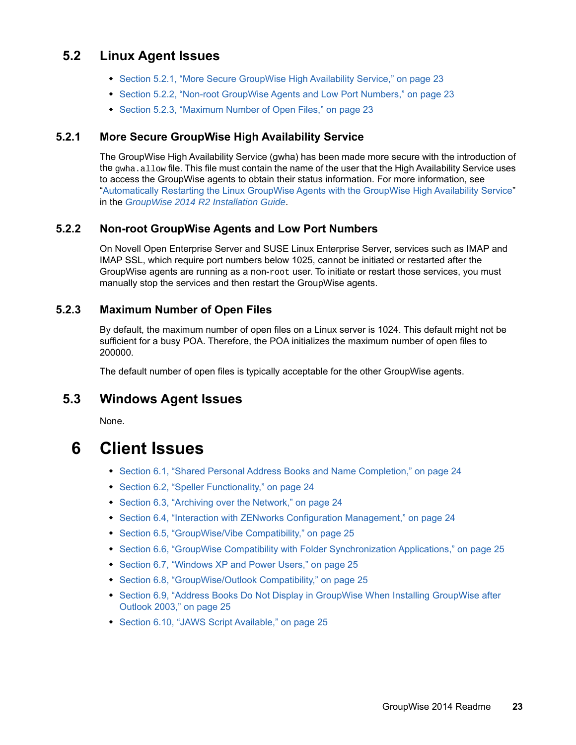## 5.2 Linux Agent Issues

- Section 5.2.1, "More Secure GroupWise High Availability Service," on page 23
- Section 5.2.2, "Non-root GroupWise Agents and Low Port Numbers," on page 23
- Section 5.2.3, "Maximum Number of Open Files," on page 23

### 5.2.1 More Secure GroupWise High Availability Service

The GroupWise High Availability Service (gwha) has been made more secure with the introduction of the `gwha.allow` file. This file must contain the name of the user that the High Availability Service uses to access the GroupWise agents to obtain their status information. For more information, see "Automatically Restarting the Linux GroupWise Agents with the GroupWise High Availability Service" in the *GroupWise 2014 R2 Installation Guide*.

### 5.2.2 Non-root GroupWise Agents and Low Port Numbers

On Novell Open Enterprise Server and SUSE Linux Enterprise Server, services such as IMAP and IMAP SSL, which require port numbers below 1025, cannot be initiated or restarted after the GroupWise agents are running as a non-`root` user. To initiate or restart those services, you must manually stop the services and then restart the GroupWise agents.

### 5.2.3 Maximum Number of Open Files

By default, the maximum number of open files on a Linux server is 1024. This default might not be sufficient for a busy POA. Therefore, the POA initializes the maximum number of open files to 200000.

The default number of open files is typically acceptable for the other GroupWise agents.

## 5.3 Windows Agent Issues

None.

# 6 Client Issues

- Section 6.1, "Shared Personal Address Books and Name Completion," on page 24
- Section 6.2, "Speller Functionality," on page 24
- Section 6.3, "Archiving over the Network," on page 24
- Section 6.4, "Interaction with ZENworks Configuration Management," on page 24
- Section 6.5, "GroupWise/Vibe Compatibility," on page 25
- Section 6.6, "GroupWise Compatibility with Folder Synchronization Applications," on page 25
- Section 6.7, "Windows XP and Power Users," on page 25
- Section 6.8, "GroupWise/Outlook Compatibility," on page 25
- Section 6.9, "Address Books Do Not Display in GroupWise When Installing GroupWise after Outlook 2003," on page 25
- Section 6.10, "JAWS Script Available," on page 25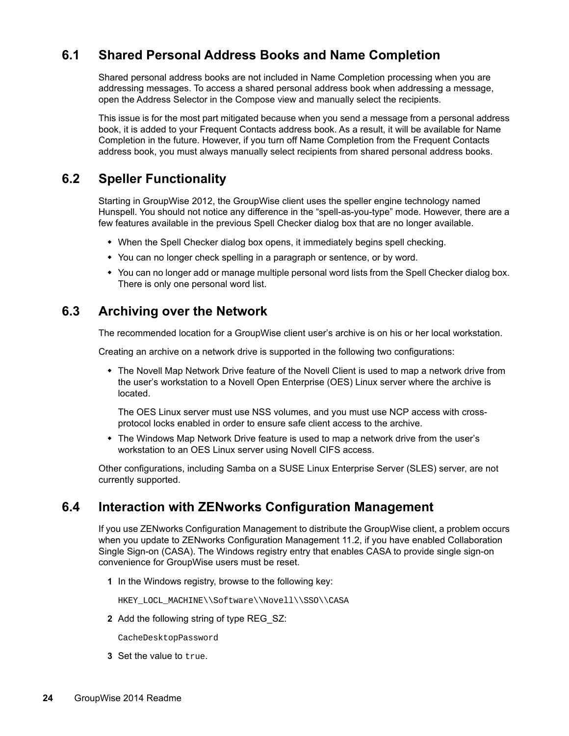## 6.1 Shared Personal Address Books and Name Completion

Shared personal address books are not included in Name Completion processing when you are addressing messages. To access a shared personal address book when addressing a message, open the Address Selector in the Compose view and manually select the recipients.

This issue is for the most part mitigated because when you send a message from a personal address book, it is added to your Frequent Contacts address book. As a result, it will be available for Name Completion in the future. However, if you turn off Name Completion from the Frequent Contacts address book, you must always manually select recipients from shared personal address books.

## 6.2 Speller Functionality

Starting in GroupWise 2012, the GroupWise client uses the speller engine technology named Hunspell. You should not notice any difference in the “spell-as-you-type” mode. However, there are a few features available in the previous Spell Checker dialog box that are no longer available.

- When the Spell Checker dialog box opens, it immediately begins spell checking.
- You can no longer check spelling in a paragraph or sentence, or by word.
- You can no longer add or manage multiple personal word lists from the Spell Checker dialog box. There is only one personal word list.

## 6.3 Archiving over the Network

The recommended location for a GroupWise client user’s archive is on his or her local workstation.

Creating an archive on a network drive is supported in the following two configurations:

- The Novell Map Network Drive feature of the Novell Client is used to map a network drive from the user’s workstation to a Novell Open Enterprise (OES) Linux server where the archive is located.

  The OES Linux server must use NSS volumes, and you must use NCP access with cross-protocol locks enabled in order to ensure safe client access to the archive.
- The Windows Map Network Drive feature is used to map a network drive from the user’s workstation to an OES Linux server using Novell CIFS access.

Other configurations, including Samba on a SUSE Linux Enterprise Server (SLES) server, are not currently supported.

## 6.4 Interaction with ZENworks Configuration Management

If you use ZENworks Configuration Management to distribute the GroupWise client, a problem occurs when you update to ZENworks Configuration Management 11.2, if you have enabled Collaboration Single Sign-on (CASA). The Windows registry entry that enables CASA to provide single sign-on convenience for GroupWise users must be reset.

1. In the Windows registry, browse to the following key:

   ```
   HKEY_LOCL_MACHINE\\Software\\Novell\\SSO\\CASA
   ```
2. Add the following string of type REG_SZ:

   ```
   CacheDesktopPassword
   ```
3. Set the value to `true`.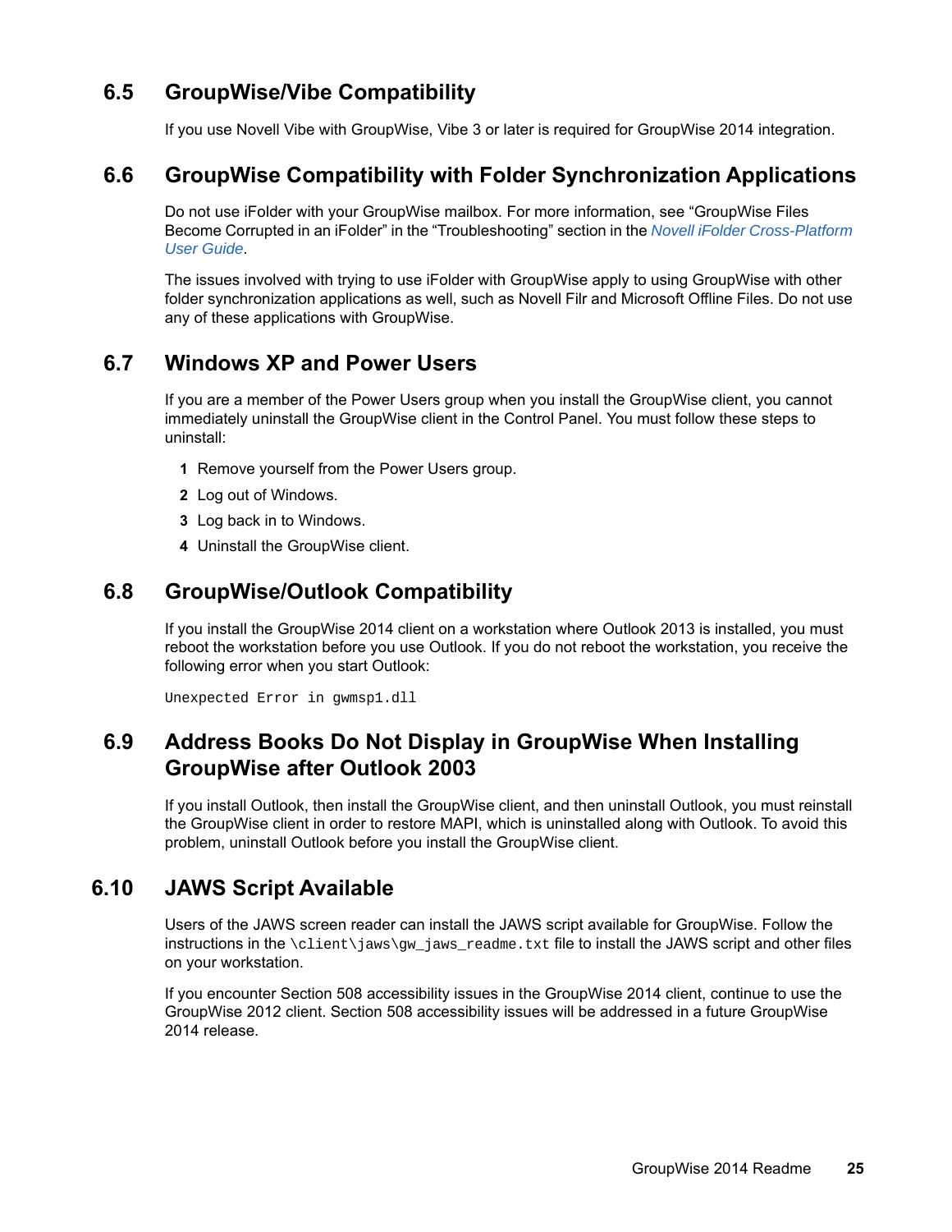## 6.5 GroupWise/Vibe Compatibility

If you use Novell Vibe with GroupWise, Vibe 3 or later is required for GroupWise 2014 integration.

## 6.6 GroupWise Compatibility with Folder Synchronization Applications

Do not use iFolder with your GroupWise mailbox. For more information, see “GroupWise Files Become Corrupted in an iFolder” in the “Troubleshooting” section in the *Novell iFolder Cross-Platform User Guide*.

The issues involved with trying to use iFolder with GroupWise apply to using GroupWise with other folder synchronization applications as well, such as Novell Filr and Microsoft Offline Files. Do not use any of these applications with GroupWise.

## 6.7 Windows XP and Power Users

If you are a member of the Power Users group when you install the GroupWise client, you cannot immediately uninstall the GroupWise client in the Control Panel. You must follow these steps to uninstall:

1. Remove yourself from the Power Users group.
2. Log out of Windows.
3. Log back in to Windows.
4. Uninstall the GroupWise client.

## 6.8 GroupWise/Outlook Compatibility

If you install the GroupWise 2014 client on a workstation where Outlook 2013 is installed, you must reboot the workstation before you use Outlook. If you do not reboot the workstation, you receive the following error when you start Outlook:

```
Unexpected Error in gwmsp1.dll
```

## 6.9 Address Books Do Not Display in GroupWise When Installing GroupWise after Outlook 2003

If you install Outlook, then install the GroupWise client, and then uninstall Outlook, you must reinstall the GroupWise client in order to restore MAPI, which is uninstalled along with Outlook. To avoid this problem, uninstall Outlook before you install the GroupWise client.

## 6.10 JAWS Script Available

Users of the JAWS screen reader can install the JAWS script available for GroupWise. Follow the instructions in the `\client\jaws\gw_jaws_readme.txt` file to install the JAWS script and other files on your workstation.

If you encounter Section 508 accessibility issues in the GroupWise 2014 client, continue to use the GroupWise 2012 client. Section 508 accessibility issues will be addressed in a future GroupWise 2014 release.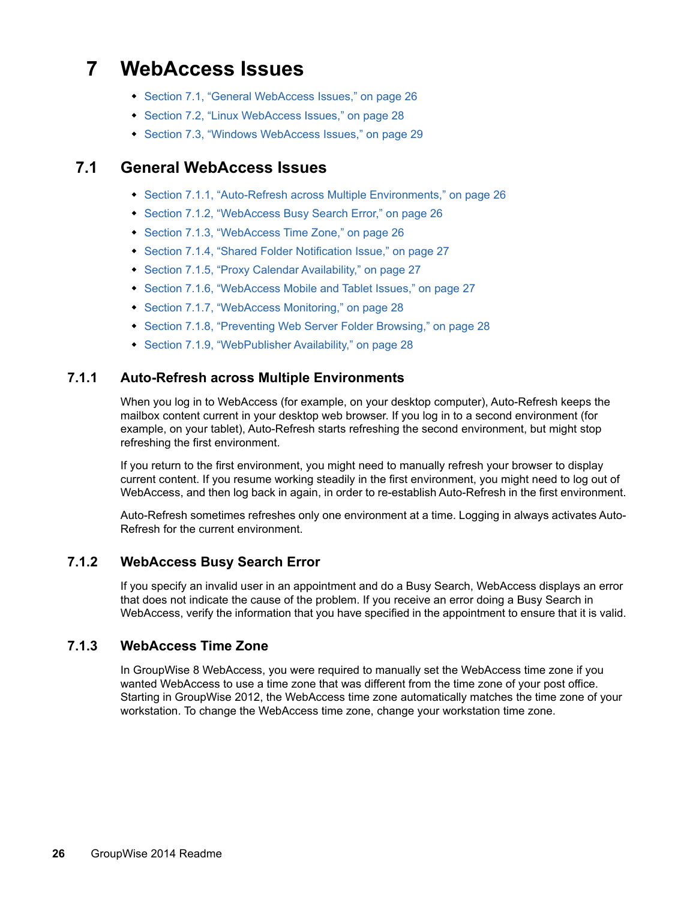# 7 WebAccess Issues

- Section 7.1, “General WebAccess Issues,” on page 26
- Section 7.2, “Linux WebAccess Issues,” on page 28
- Section 7.3, “Windows WebAccess Issues,” on page 29

## 7.1 General WebAccess Issues

- Section 7.1.1, “Auto-Refresh across Multiple Environments,” on page 26
- Section 7.1.2, “WebAccess Busy Search Error,” on page 26
- Section 7.1.3, “WebAccess Time Zone,” on page 26
- Section 7.1.4, “Shared Folder Notification Issue,” on page 27
- Section 7.1.5, “Proxy Calendar Availability,” on page 27
- Section 7.1.6, “WebAccess Mobile and Tablet Issues,” on page 27
- Section 7.1.7, “WebAccess Monitoring,” on page 28
- Section 7.1.8, “Preventing Web Server Folder Browsing,” on page 28
- Section 7.1.9, “WebPublisher Availability,” on page 28

### 7.1.1 Auto-Refresh across Multiple Environments

When you log in to WebAccess (for example, on your desktop computer), Auto-Refresh keeps the mailbox content current in your desktop web browser. If you log in to a second environment (for example, on your tablet), Auto-Refresh starts refreshing the second environment, but might stop refreshing the first environment.

If you return to the first environment, you might need to manually refresh your browser to display current content. If you resume working steadily in the first environment, you might need to log out of WebAccess, and then log back in again, in order to re-establish Auto-Refresh in the first environment.

Auto-Refresh sometimes refreshes only one environment at a time. Logging in always activates Auto-Refresh for the current environment.

### 7.1.2 WebAccess Busy Search Error

If you specify an invalid user in an appointment and do a Busy Search, WebAccess displays an error that does not indicate the cause of the problem. If you receive an error doing a Busy Search in WebAccess, verify the information that you have specified in the appointment to ensure that it is valid.

### 7.1.3 WebAccess Time Zone

In GroupWise 8 WebAccess, you were required to manually set the WebAccess time zone if you wanted WebAccess to use a time zone that was different from the time zone of your post office. Starting in GroupWise 2012, the WebAccess time zone automatically matches the time zone of your workstation. To change the WebAccess time zone, change your workstation time zone.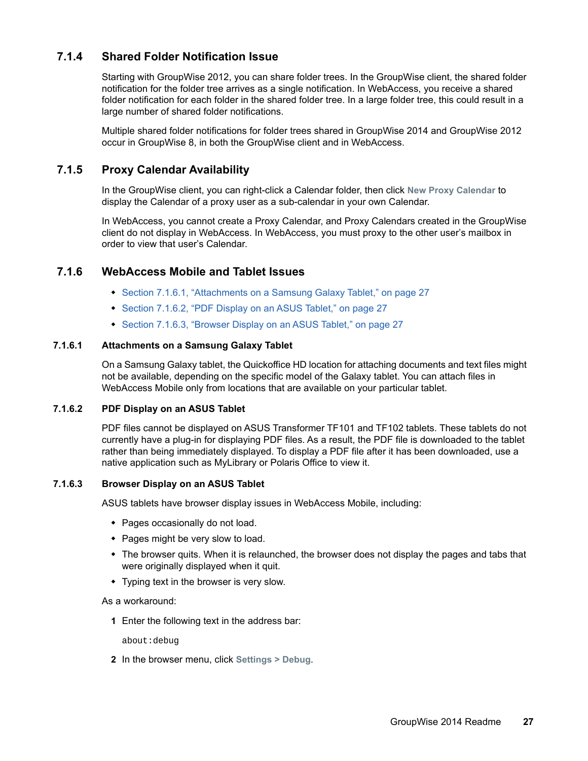### 7.1.4 Shared Folder Notification Issue

Starting with GroupWise 2012, you can share folder trees. In the GroupWise client, the shared folder notification for the folder tree arrives as a single notification. In WebAccess, you receive a shared folder notification for each folder in the shared folder tree. In a large folder tree, this could result in a large number of shared folder notifications.

Multiple shared folder notifications for folder trees shared in GroupWise 2014 and GroupWise 2012 occur in GroupWise 8, in both the GroupWise client and in WebAccess.

### 7.1.5 Proxy Calendar Availability

In the GroupWise client, you can right-click a Calendar folder, then click **New Proxy Calendar** to display the Calendar of a proxy user as a sub-calendar in your own Calendar.

In WebAccess, you cannot create a Proxy Calendar, and Proxy Calendars created in the GroupWise client do not display in WebAccess. In WebAccess, you must proxy to the other user's mailbox in order to view that user's Calendar.

### 7.1.6 WebAccess Mobile and Tablet Issues

- Section 7.1.6.1, "Attachments on a Samsung Galaxy Tablet," on page 27
- Section 7.1.6.2, "PDF Display on an ASUS Tablet," on page 27
- Section 7.1.6.3, "Browser Display on an ASUS Tablet," on page 27

#### 7.1.6.1 Attachments on a Samsung Galaxy Tablet

On a Samsung Galaxy tablet, the Quickoffice HD location for attaching documents and text files might not be available, depending on the specific model of the Galaxy tablet. You can attach files in WebAccess Mobile only from locations that are available on your particular tablet.

#### 7.1.6.2 PDF Display on an ASUS Tablet

PDF files cannot be displayed on ASUS Transformer TF101 and TF102 tablets. These tablets do not currently have a plug-in for displaying PDF files. As a result, the PDF file is downloaded to the tablet rather than being immediately displayed. To display a PDF file after it has been downloaded, use a native application such as MyLibrary or Polaris Office to view it.

#### 7.1.6.3 Browser Display on an ASUS Tablet

ASUS tablets have browser display issues in WebAccess Mobile, including:

- Pages occasionally do not load.
- Pages might be very slow to load.
- The browser quits. When it is relaunched, the browser does not display the pages and tabs that were originally displayed when it quit.
- Typing text in the browser is very slow.

As a workaround:

1. Enter the following text in the address bar:

   ```
   about:debug
   ```

2. In the browser menu, click **Settings > Debug**.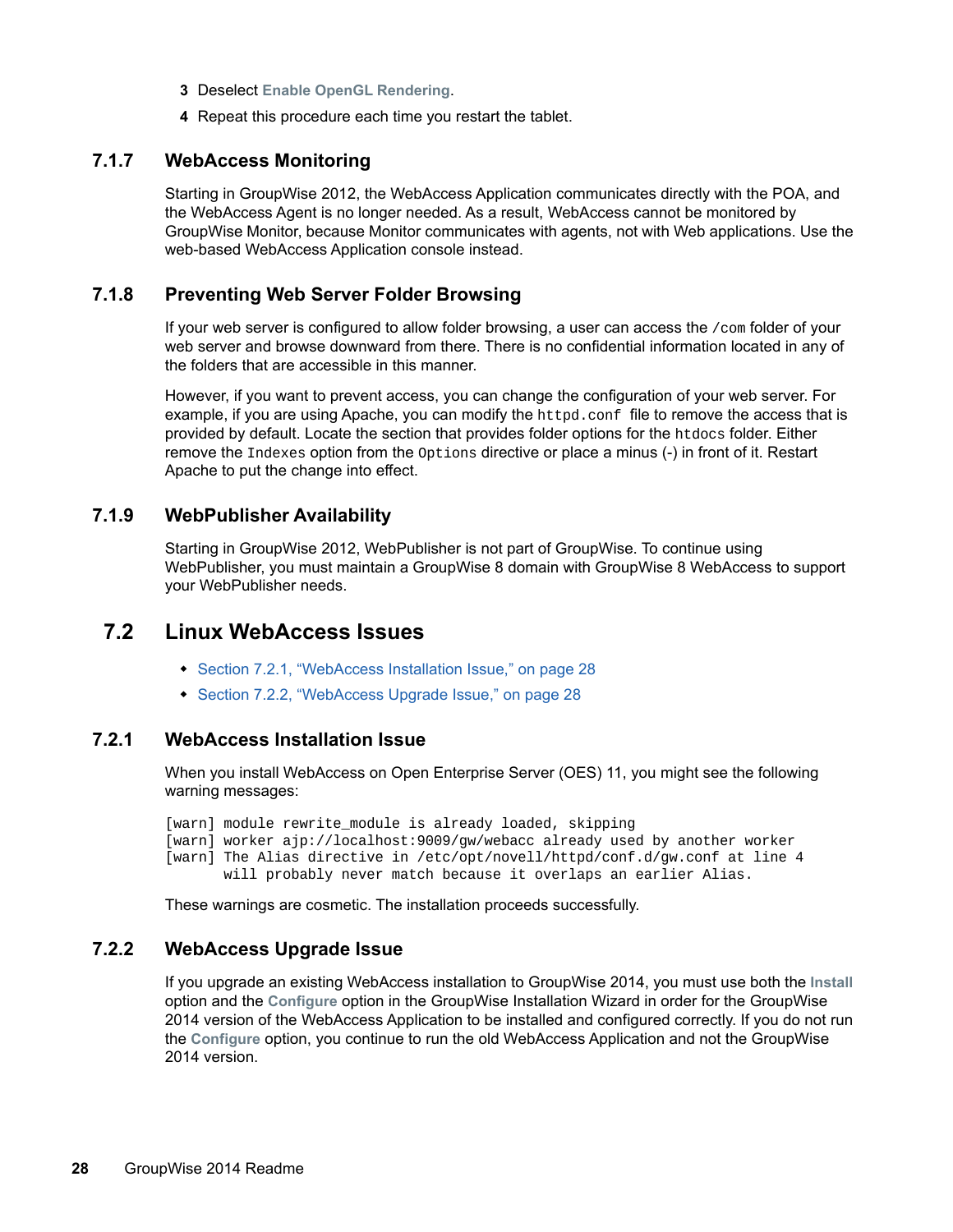3 Deselect **Enable OpenGL Rendering**.

4 Repeat this procedure each time you restart the tablet.

### 7.1.7 WebAccess Monitoring

Starting in GroupWise 2012, the WebAccess Application communicates directly with the POA, and the WebAccess Agent is no longer needed. As a result, WebAccess cannot be monitored by GroupWise Monitor, because Monitor communicates with agents, not with Web applications. Use the web-based WebAccess Application console instead.

### 7.1.8 Preventing Web Server Folder Browsing

If your web server is configured to allow folder browsing, a user can access the `/com` folder of your web server and browse downward from there. There is no confidential information located in any of the folders that are accessible in this manner.

However, if you want to prevent access, you can change the configuration of your web server. For example, if you are using Apache, you can modify the `httpd.conf` file to remove the access that is provided by default. Locate the section that provides folder options for the `htdocs` folder. Either remove the `Indexes` option from the `Options` directive or place a minus (-) in front of it. Restart Apache to put the change into effect.

### 7.1.9 WebPublisher Availability

Starting in GroupWise 2012, WebPublisher is not part of GroupWise. To continue using WebPublisher, you must maintain a GroupWise 8 domain with GroupWise 8 WebAccess to support your WebPublisher needs.

## 7.2 Linux WebAccess Issues

- Section 7.2.1, "WebAccess Installation Issue," on page 28
- Section 7.2.2, "WebAccess Upgrade Issue," on page 28

### 7.2.1 WebAccess Installation Issue

When you install WebAccess on Open Enterprise Server (OES) 11, you might see the following warning messages:

```
[warn] module rewrite_module is already loaded, skipping
[warn] worker ajp://localhost:9009/gw/webacc already used by another worker
[warn] The Alias directive in /etc/opt/novell/httpd/conf.d/gw.conf at line 4
       will probably never match because it overlaps an earlier Alias.
```

These warnings are cosmetic. The installation proceeds successfully.

### 7.2.2 WebAccess Upgrade Issue

If you upgrade an existing WebAccess installation to GroupWise 2014, you must use both the **Install** option and the **Configure** option in the GroupWise Installation Wizard in order for the GroupWise 2014 version of the WebAccess Application to be installed and configured correctly. If you do not run the **Configure** option, you continue to run the old WebAccess Application and not the GroupWise 2014 version.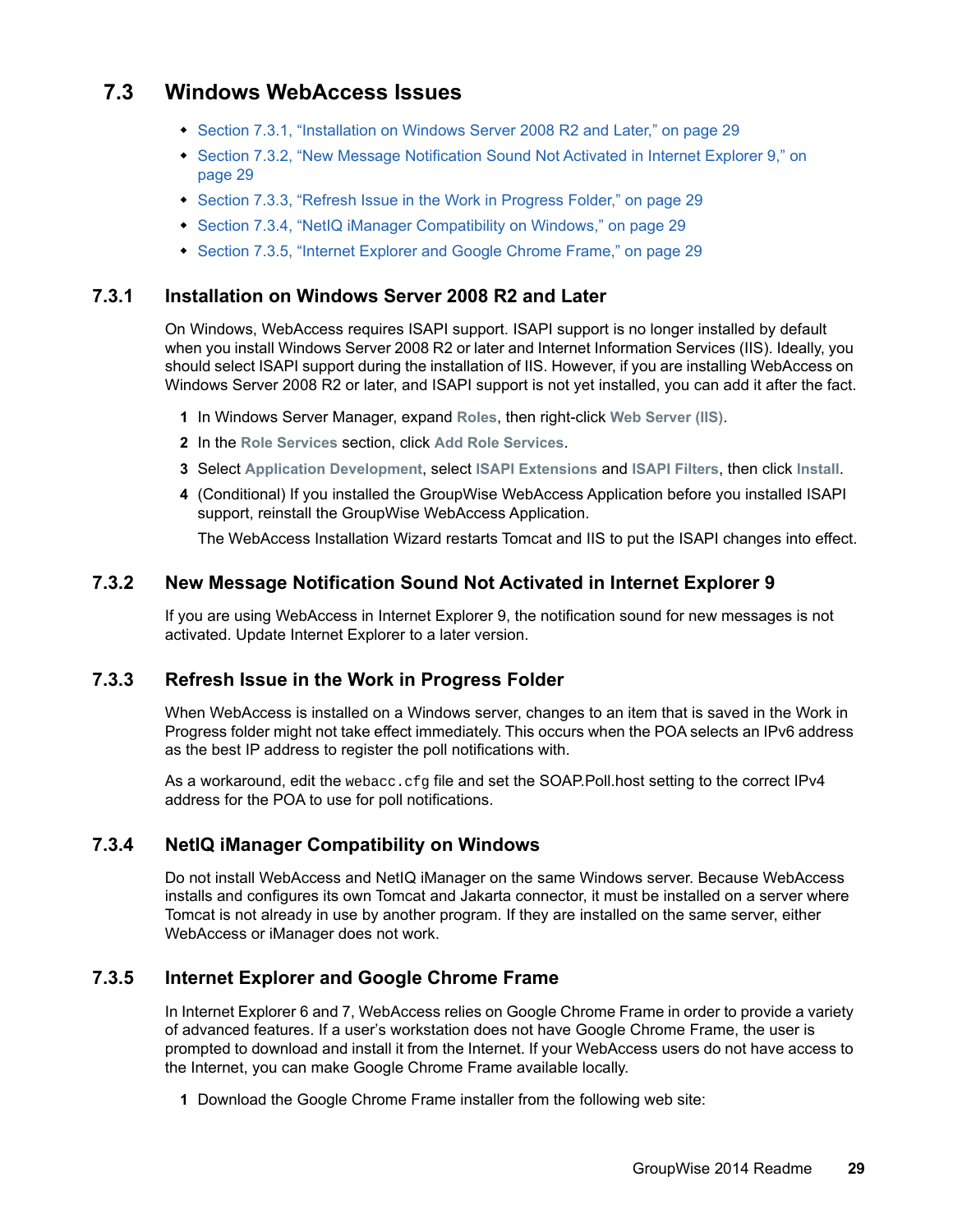## 7.3 Windows WebAccess Issues

- Section 7.3.1, "Installation on Windows Server 2008 R2 and Later," on page 29
- Section 7.3.2, "New Message Notification Sound Not Activated in Internet Explorer 9," on page 29
- Section 7.3.3, "Refresh Issue in the Work in Progress Folder," on page 29
- Section 7.3.4, "NetIQ iManager Compatibility on Windows," on page 29
- Section 7.3.5, "Internet Explorer and Google Chrome Frame," on page 29

### 7.3.1 Installation on Windows Server 2008 R2 and Later

On Windows, WebAccess requires ISAPI support. ISAPI support is no longer installed by default when you install Windows Server 2008 R2 or later and Internet Information Services (IIS). Ideally, you should select ISAPI support during the installation of IIS. However, if you are installing WebAccess on Windows Server 2008 R2 or later, and ISAPI support is not yet installed, you can add it after the fact.

1. In Windows Server Manager, expand **Roles**, then right-click **Web Server (IIS)**.
2. In the **Role Services** section, click **Add Role Services**.
3. Select **Application Development**, select **ISAPI Extensions** and **ISAPI Filters**, then click **Install**.
4. (Conditional) If you installed the GroupWise WebAccess Application before you installed ISAPI support, reinstall the GroupWise WebAccess Application.

   The WebAccess Installation Wizard restarts Tomcat and IIS to put the ISAPI changes into effect.

### 7.3.2 New Message Notification Sound Not Activated in Internet Explorer 9

If you are using WebAccess in Internet Explorer 9, the notification sound for new messages is not activated. Update Internet Explorer to a later version.

### 7.3.3 Refresh Issue in the Work in Progress Folder

When WebAccess is installed on a Windows server, changes to an item that is saved in the Work in Progress folder might not take effect immediately. This occurs when the POA selects an IPv6 address as the best IP address to register the poll notifications with.

As a workaround, edit the `webacc.cfg` file and set the SOAP.Poll.host setting to the correct IPv4 address for the POA to use for poll notifications.

### 7.3.4 NetIQ iManager Compatibility on Windows

Do not install WebAccess and NetIQ iManager on the same Windows server. Because WebAccess installs and configures its own Tomcat and Jakarta connector, it must be installed on a server where Tomcat is not already in use by another program. If they are installed on the same server, either WebAccess or iManager does not work.

### 7.3.5 Internet Explorer and Google Chrome Frame

In Internet Explorer 6 and 7, WebAccess relies on Google Chrome Frame in order to provide a variety of advanced features. If a user's workstation does not have Google Chrome Frame, the user is prompted to download and install it from the Internet. If your WebAccess users do not have access to the Internet, you can make Google Chrome Frame available locally.

1. Download the Google Chrome Frame installer from the following web site: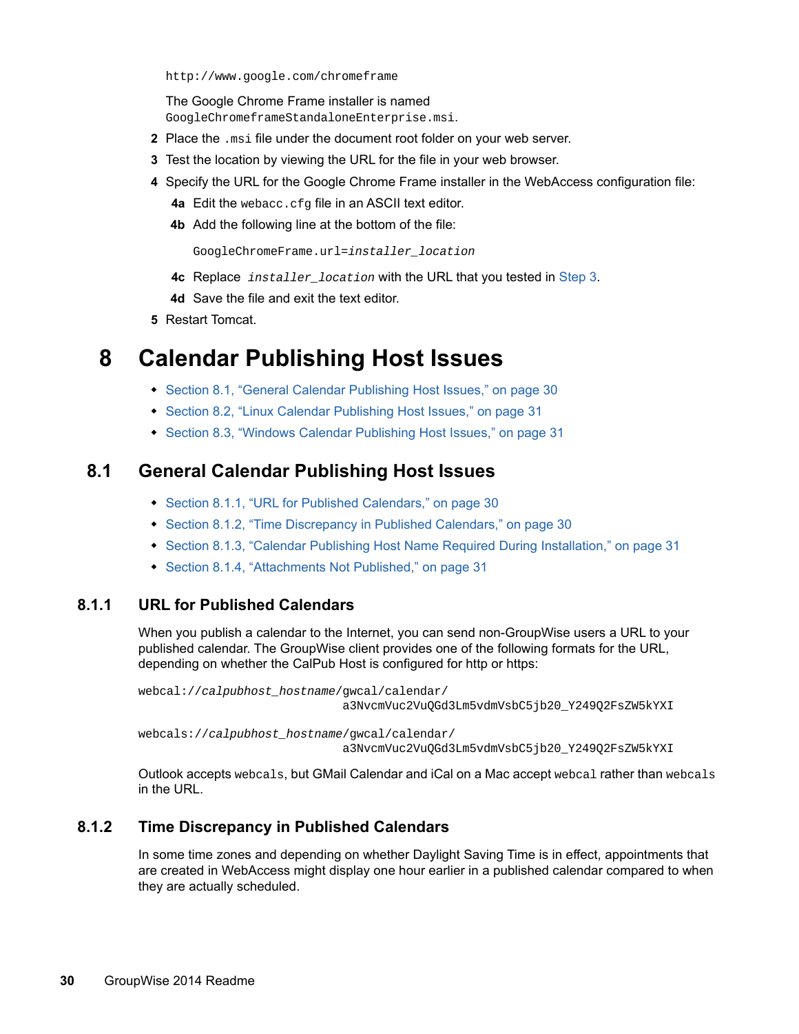```
http://www.google.com/chromeframe
```

The Google Chrome Frame installer is named `GoogleChromeframeStandaloneEnterprise.msi`.

2 Place the `.msi` file under the document root folder on your web server.

3 Test the location by viewing the URL for the file in your web browser.

4 Specify the URL for the Google Chrome Frame installer in the WebAccess configuration file:

  **4a** Edit the `webacc.cfg` file in an ASCII text editor.

  **4b** Add the following line at the bottom of the file:

  ```
  GoogleChromeFrame.url=installer_location
  ```

  **4c** Replace *`installer_location`* with the URL that you tested in Step 3.

  **4d** Save the file and exit the text editor.

5 Restart Tomcat.

# 8 Calendar Publishing Host Issues

- Section 8.1, "General Calendar Publishing Host Issues," on page 30
- Section 8.2, "Linux Calendar Publishing Host Issues," on page 31
- Section 8.3, "Windows Calendar Publishing Host Issues," on page 31

## 8.1 General Calendar Publishing Host Issues

- Section 8.1.1, "URL for Published Calendars," on page 30
- Section 8.1.2, "Time Discrepancy in Published Calendars," on page 30
- Section 8.1.3, "Calendar Publishing Host Name Required During Installation," on page 31
- Section 8.1.4, "Attachments Not Published," on page 31

### 8.1.1 URL for Published Calendars

When you publish a calendar to the Internet, you can send non-GroupWise users a URL to your published calendar. The GroupWise client provides one of the following formats for the URL, depending on whether the CalPub Host is configured for http or https:

```
webcal://calpubhost_hostname/gwcal/calendar/
                              a3NvcmVuc2VuQGd3Lm5vdmVsbC5jb20_Y249Q2FsZW5kYXI
```

```
webcals://calpubhost_hostname/gwcal/calendar/
                              a3NvcmVuc2VuQGd3Lm5vdmVsbC5jb20_Y249Q2FsZW5kYXI
```

Outlook accepts `webcals`, but GMail Calendar and iCal on a Mac accept `webcal` rather than `webcals` in the URL.

### 8.1.2 Time Discrepancy in Published Calendars

In some time zones and depending on whether Daylight Saving Time is in effect, appointments that are created in WebAccess might display one hour earlier in a published calendar compared to when they are actually scheduled.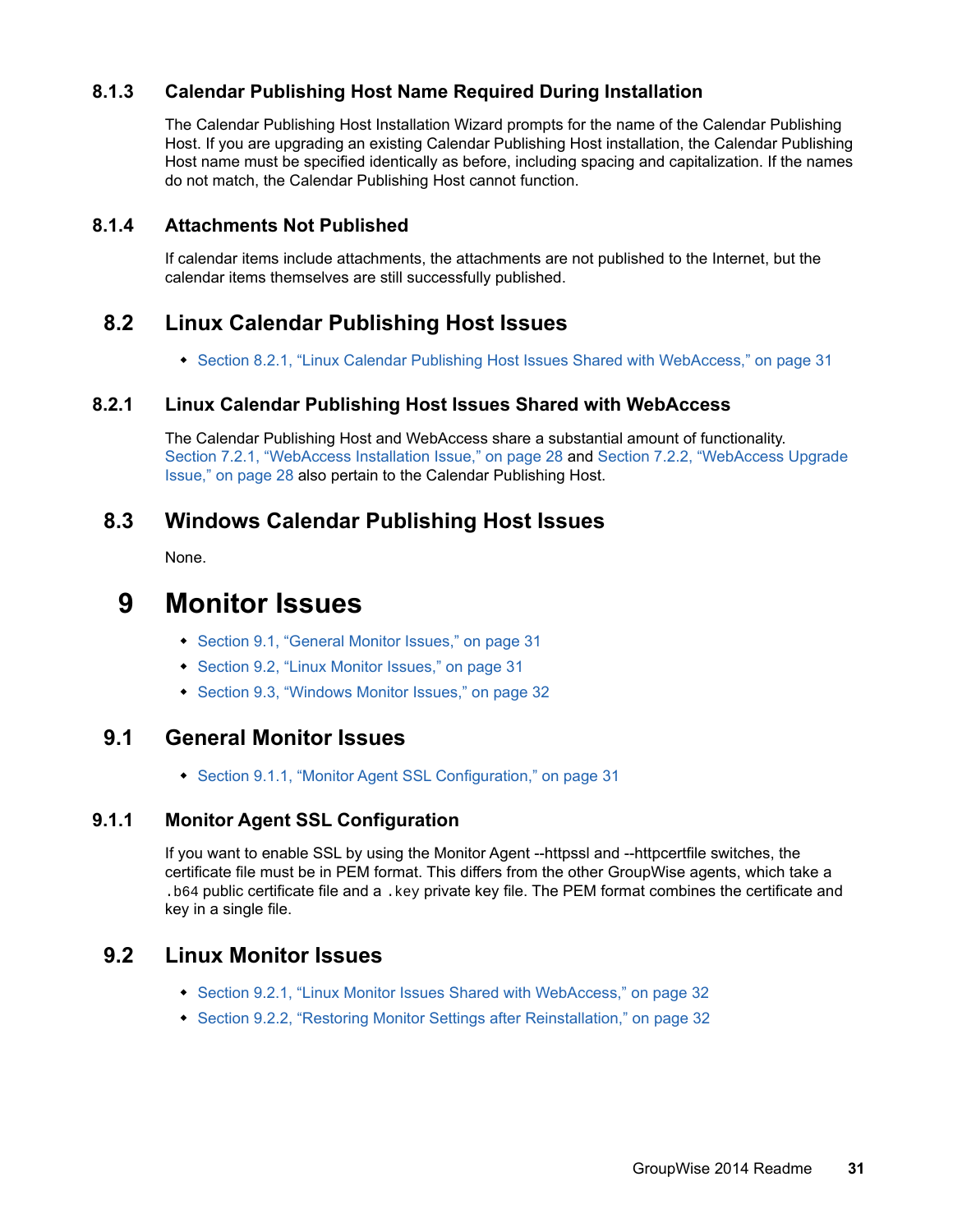### 8.1.3 Calendar Publishing Host Name Required During Installation

The Calendar Publishing Host Installation Wizard prompts for the name of the Calendar Publishing Host. If you are upgrading an existing Calendar Publishing Host installation, the Calendar Publishing Host name must be specified identically as before, including spacing and capitalization. If the names do not match, the Calendar Publishing Host cannot function.

### 8.1.4 Attachments Not Published

If calendar items include attachments, the attachments are not published to the Internet, but the calendar items themselves are still successfully published.

## 8.2 Linux Calendar Publishing Host Issues

- Section 8.2.1, "Linux Calendar Publishing Host Issues Shared with WebAccess," on page 31

### 8.2.1 Linux Calendar Publishing Host Issues Shared with WebAccess

The Calendar Publishing Host and WebAccess share a substantial amount of functionality. Section 7.2.1, "WebAccess Installation Issue," on page 28 and Section 7.2.2, "WebAccess Upgrade Issue," on page 28 also pertain to the Calendar Publishing Host.

## 8.3 Windows Calendar Publishing Host Issues

None.

# 9 Monitor Issues

- Section 9.1, "General Monitor Issues," on page 31
- Section 9.2, "Linux Monitor Issues," on page 31
- Section 9.3, "Windows Monitor Issues," on page 32

## 9.1 General Monitor Issues

- Section 9.1.1, "Monitor Agent SSL Configuration," on page 31

### 9.1.1 Monitor Agent SSL Configuration

If you want to enable SSL by using the Monitor Agent --httpssl and --httpcertfile switches, the certificate file must be in PEM format. This differs from the other GroupWise agents, which take a `.b64` public certificate file and a `.key` private key file. The PEM format combines the certificate and key in a single file.

## 9.2 Linux Monitor Issues

- Section 9.2.1, "Linux Monitor Issues Shared with WebAccess," on page 32
- Section 9.2.2, "Restoring Monitor Settings after Reinstallation," on page 32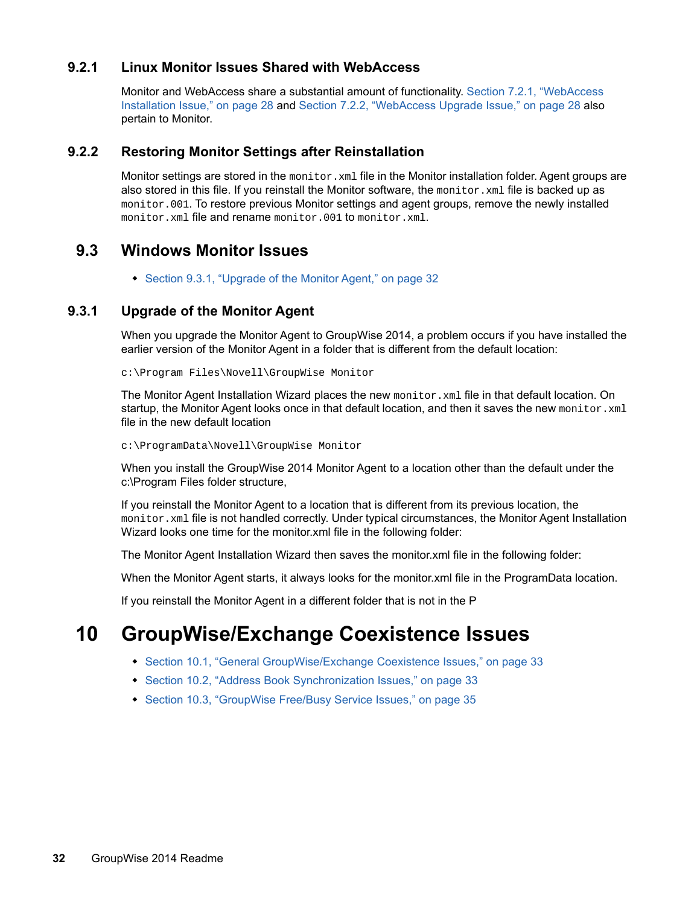### 9.2.1 Linux Monitor Issues Shared with WebAccess

Monitor and WebAccess share a substantial amount of functionality. Section 7.2.1, "WebAccess Installation Issue," on page 28 and Section 7.2.2, "WebAccess Upgrade Issue," on page 28 also pertain to Monitor.

### 9.2.2 Restoring Monitor Settings after Reinstallation

Monitor settings are stored in the `monitor.xml` file in the Monitor installation folder. Agent groups are also stored in this file. If you reinstall the Monitor software, the `monitor.xml` file is backed up as `monitor.001`. To restore previous Monitor settings and agent groups, remove the newly installed `monitor.xml` file and rename `monitor.001` to `monitor.xml`.

## 9.3 Windows Monitor Issues

- Section 9.3.1, "Upgrade of the Monitor Agent," on page 32

### 9.3.1 Upgrade of the Monitor Agent

When you upgrade the Monitor Agent to GroupWise 2014, a problem occurs if you have installed the earlier version of the Monitor Agent in a folder that is different from the default location:

```
c:\Program Files\Novell\GroupWise Monitor
```

The Monitor Agent Installation Wizard places the new `monitor.xml` file in that default location. On startup, the Monitor Agent looks once in that default location, and then it saves the new `monitor.xml` file in the new default location

```
c:\ProgramData\Novell\GroupWise Monitor
```

When you install the GroupWise 2014 Monitor Agent to a location other than the default under the c:\Program Files folder structure,

If you reinstall the Monitor Agent to a location that is different from its previous location, the `monitor.xml` file is not handled correctly. Under typical circumstances, the Monitor Agent Installation Wizard looks one time for the monitor.xml file in the following folder:

The Monitor Agent Installation Wizard then saves the monitor.xml file in the following folder:

When the Monitor Agent starts, it always looks for the monitor.xml file in the ProgramData location.

If you reinstall the Monitor Agent in a different folder that is not in the P

# 10 GroupWise/Exchange Coexistence Issues

- Section 10.1, "General GroupWise/Exchange Coexistence Issues," on page 33
- Section 10.2, "Address Book Synchronization Issues," on page 33
- Section 10.3, "GroupWise Free/Busy Service Issues," on page 35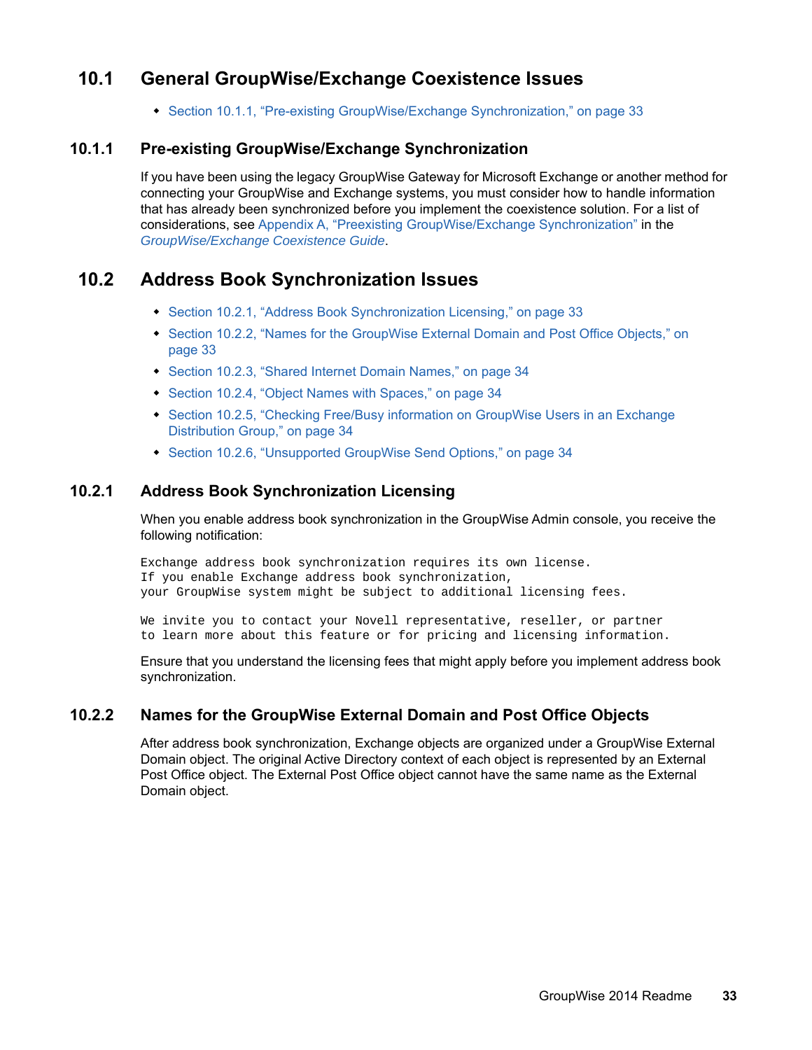## 10.1 General GroupWise/Exchange Coexistence Issues

- Section 10.1.1, "Pre-existing GroupWise/Exchange Synchronization," on page 33

### 10.1.1 Pre-existing GroupWise/Exchange Synchronization

If you have been using the legacy GroupWise Gateway for Microsoft Exchange or another method for connecting your GroupWise and Exchange systems, you must consider how to handle information that has already been synchronized before you implement the coexistence solution. For a list of considerations, see Appendix A, "Preexisting GroupWise/Exchange Synchronization" in the *GroupWise/Exchange Coexistence Guide*.

## 10.2 Address Book Synchronization Issues

- Section 10.2.1, "Address Book Synchronization Licensing," on page 33
- Section 10.2.2, "Names for the GroupWise External Domain and Post Office Objects," on page 33
- Section 10.2.3, "Shared Internet Domain Names," on page 34
- Section 10.2.4, "Object Names with Spaces," on page 34
- Section 10.2.5, "Checking Free/Busy information on GroupWise Users in an Exchange Distribution Group," on page 34
- Section 10.2.6, "Unsupported GroupWise Send Options," on page 34

### 10.2.1 Address Book Synchronization Licensing

When you enable address book synchronization in the GroupWise Admin console, you receive the following notification:

```
Exchange address book synchronization requires its own license.
If you enable Exchange address book synchronization,
your GroupWise system might be subject to additional licensing fees.

We invite you to contact your Novell representative, reseller, or partner
to learn more about this feature or for pricing and licensing information.
```

Ensure that you understand the licensing fees that might apply before you implement address book synchronization.

### 10.2.2 Names for the GroupWise External Domain and Post Office Objects

After address book synchronization, Exchange objects are organized under a GroupWise External Domain object. The original Active Directory context of each object is represented by an External Post Office object. The External Post Office object cannot have the same name as the External Domain object.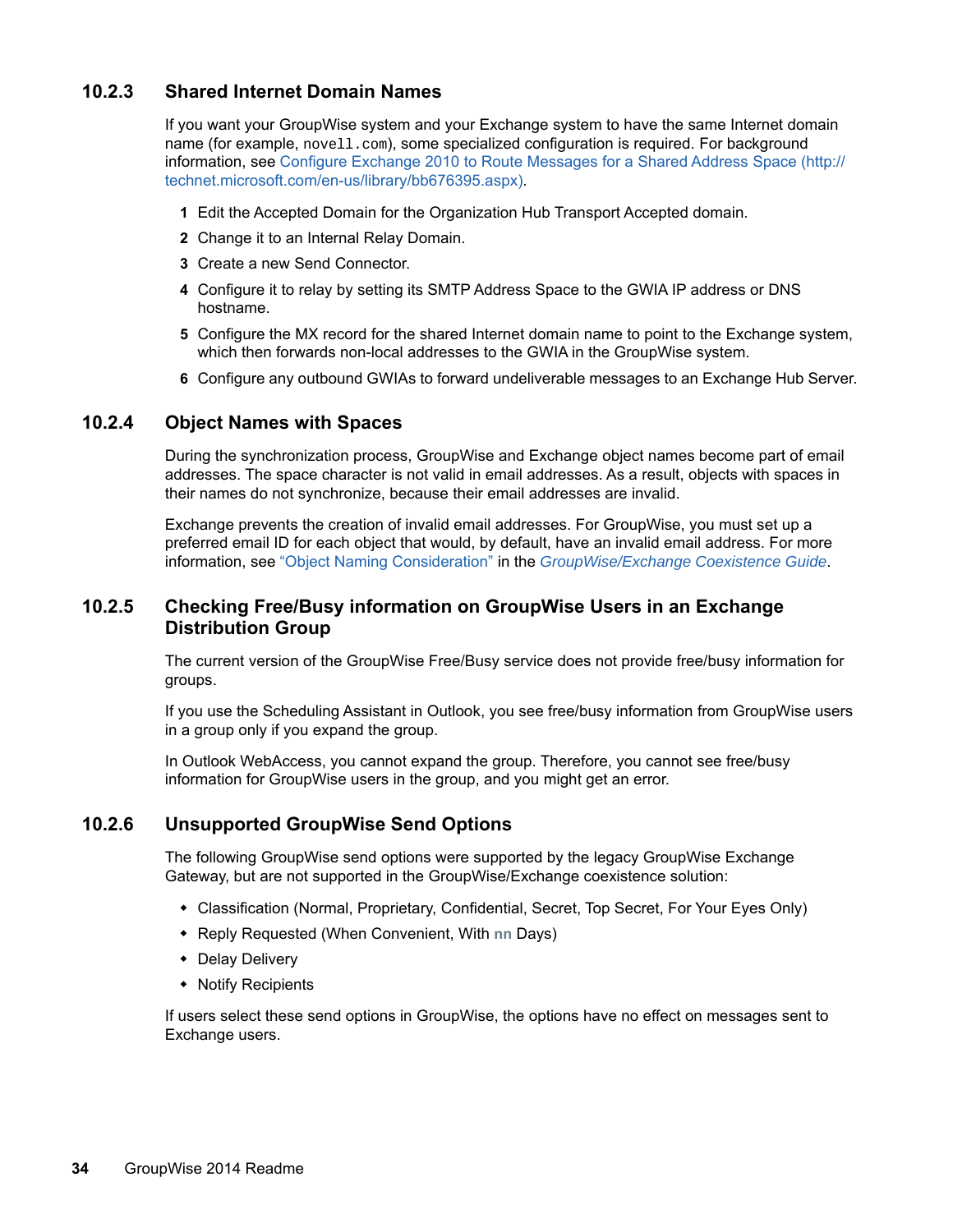### 10.2.3 Shared Internet Domain Names

If you want your GroupWise system and your Exchange system to have the same Internet domain name (for example, `novell.com`), some specialized configuration is required. For background information, see Configure Exchange 2010 to Route Messages for a Shared Address Space (http://technet.microsoft.com/en-us/library/bb676395.aspx).

1. Edit the Accepted Domain for the Organization Hub Transport Accepted domain.
2. Change it to an Internal Relay Domain.
3. Create a new Send Connector.
4. Configure it to relay by setting its SMTP Address Space to the GWIA IP address or DNS hostname.
5. Configure the MX record for the shared Internet domain name to point to the Exchange system, which then forwards non-local addresses to the GWIA in the GroupWise system.
6. Configure any outbound GWIAs to forward undeliverable messages to an Exchange Hub Server.

### 10.2.4 Object Names with Spaces

During the synchronization process, GroupWise and Exchange object names become part of email addresses. The space character is not valid in email addresses. As a result, objects with spaces in their names do not synchronize, because their email addresses are invalid.

Exchange prevents the creation of invalid email addresses. For GroupWise, you must set up a preferred email ID for each object that would, by default, have an invalid email address. For more information, see "Object Naming Consideration" in the *GroupWise/Exchange Coexistence Guide*.

### 10.2.5 Checking Free/Busy information on GroupWise Users in an Exchange Distribution Group

The current version of the GroupWise Free/Busy service does not provide free/busy information for groups.

If you use the Scheduling Assistant in Outlook, you see free/busy information from GroupWise users in a group only if you expand the group.

In Outlook WebAccess, you cannot expand the group. Therefore, you cannot see free/busy information for GroupWise users in the group, and you might get an error.

### 10.2.6 Unsupported GroupWise Send Options

The following GroupWise send options were supported by the legacy GroupWise Exchange Gateway, but are not supported in the GroupWise/Exchange coexistence solution:

- Classification (Normal, Proprietary, Confidential, Secret, Top Secret, For Your Eyes Only)
- Reply Requested (When Convenient, With **nn** Days)
- Delay Delivery
- Notify Recipients

If users select these send options in GroupWise, the options have no effect on messages sent to Exchange users.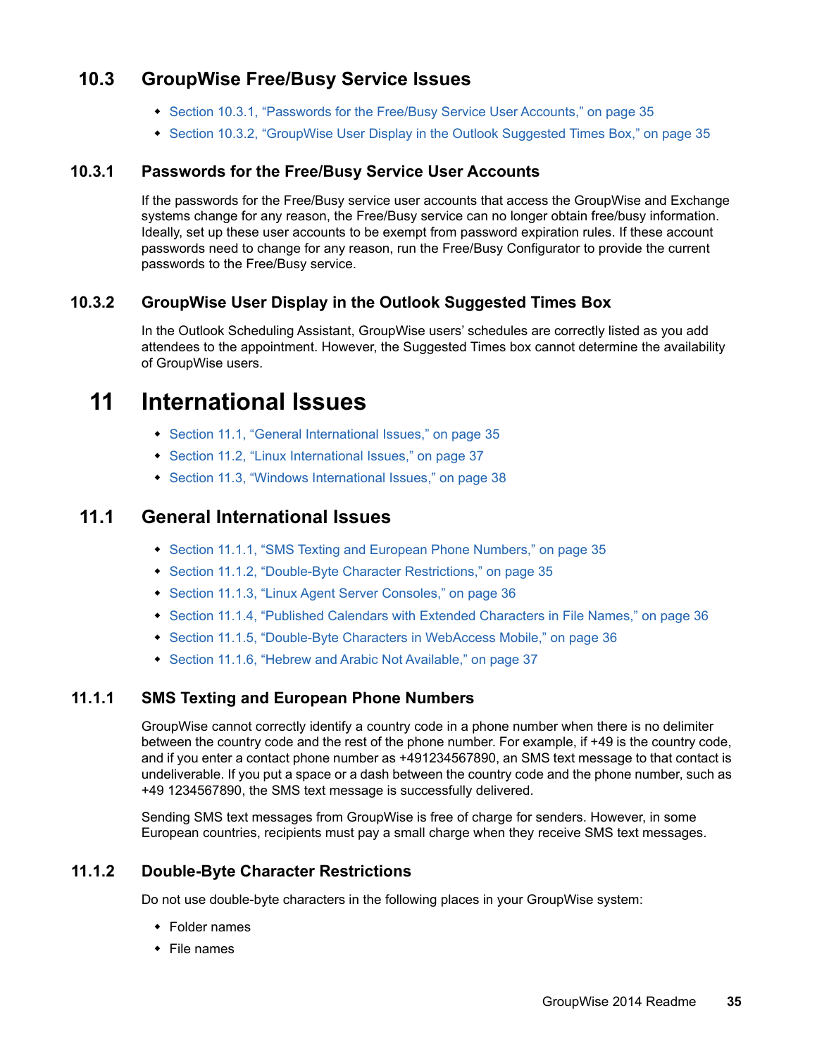## 10.3 GroupWise Free/Busy Service Issues

- Section 10.3.1, "Passwords for the Free/Busy Service User Accounts," on page 35
- Section 10.3.2, "GroupWise User Display in the Outlook Suggested Times Box," on page 35

### 10.3.1 Passwords for the Free/Busy Service User Accounts

If the passwords for the Free/Busy service user accounts that access the GroupWise and Exchange systems change for any reason, the Free/Busy service can no longer obtain free/busy information. Ideally, set up these user accounts to be exempt from password expiration rules. If these account passwords need to change for any reason, run the Free/Busy Configurator to provide the current passwords to the Free/Busy service.

### 10.3.2 GroupWise User Display in the Outlook Suggested Times Box

In the Outlook Scheduling Assistant, GroupWise users' schedules are correctly listed as you add attendees to the appointment. However, the Suggested Times box cannot determine the availability of GroupWise users.

# 11 International Issues

- Section 11.1, "General International Issues," on page 35
- Section 11.2, "Linux International Issues," on page 37
- Section 11.3, "Windows International Issues," on page 38

## 11.1 General International Issues

- Section 11.1.1, "SMS Texting and European Phone Numbers," on page 35
- Section 11.1.2, "Double-Byte Character Restrictions," on page 35
- Section 11.1.3, "Linux Agent Server Consoles," on page 36
- Section 11.1.4, "Published Calendars with Extended Characters in File Names," on page 36
- Section 11.1.5, "Double-Byte Characters in WebAccess Mobile," on page 36
- Section 11.1.6, "Hebrew and Arabic Not Available," on page 37

### 11.1.1 SMS Texting and European Phone Numbers

GroupWise cannot correctly identify a country code in a phone number when there is no delimiter between the country code and the rest of the phone number. For example, if +49 is the country code, and if you enter a contact phone number as +491234567890, an SMS text message to that contact is undeliverable. If you put a space or a dash between the country code and the phone number, such as +49 1234567890, the SMS text message is successfully delivered.

Sending SMS text messages from GroupWise is free of charge for senders. However, in some European countries, recipients must pay a small charge when they receive SMS text messages.

### 11.1.2 Double-Byte Character Restrictions

Do not use double-byte characters in the following places in your GroupWise system:

- Folder names
- File names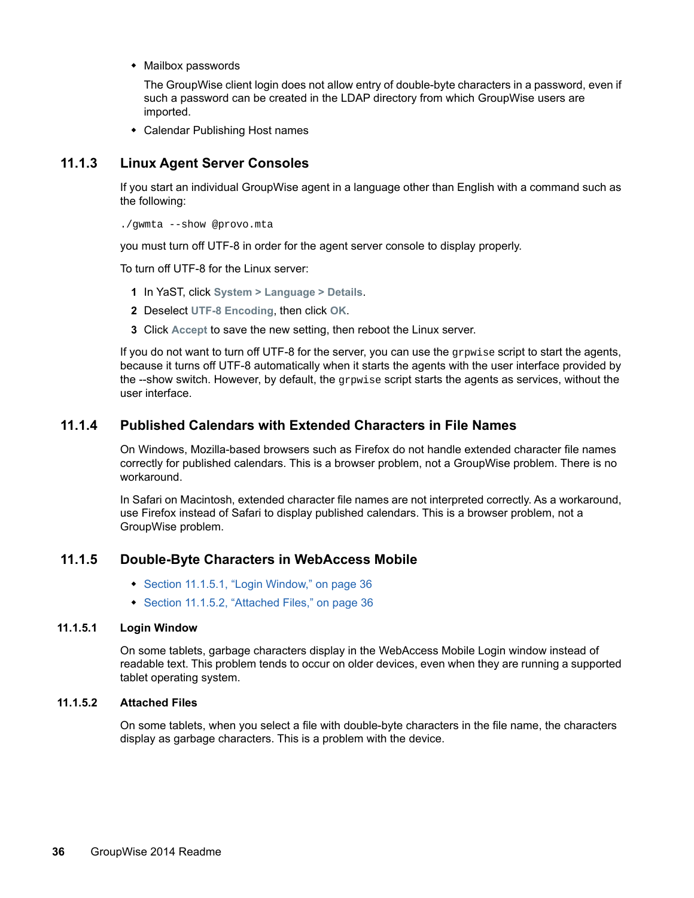- Mailbox passwords

  The GroupWise client login does not allow entry of double-byte characters in a password, even if such a password can be created in the LDAP directory from which GroupWise users are imported.

- Calendar Publishing Host names

### 11.1.3 Linux Agent Server Consoles

If you start an individual GroupWise agent in a language other than English with a command such as the following:

```
./gwmta --show @provo.mta
```

you must turn off UTF-8 in order for the agent server console to display properly.

To turn off UTF-8 for the Linux server:

1. In YaST, click **System > Language > Details**.
2. Deselect **UTF-8 Encoding**, then click **OK**.
3. Click **Accept** to save the new setting, then reboot the Linux server.

If you do not want to turn off UTF-8 for the server, you can use the `grpwise` script to start the agents, because it turns off UTF-8 automatically when it starts the agents with the user interface provided by the --show switch. However, by default, the `grpwise` script starts the agents as services, without the user interface.

### 11.1.4 Published Calendars with Extended Characters in File Names

On Windows, Mozilla-based browsers such as Firefox do not handle extended character file names correctly for published calendars. This is a browser problem, not a GroupWise problem. There is no workaround.

In Safari on Macintosh, extended character file names are not interpreted correctly. As a workaround, use Firefox instead of Safari to display published calendars. This is a browser problem, not a GroupWise problem.

### 11.1.5 Double-Byte Characters in WebAccess Mobile

- Section 11.1.5.1, "Login Window," on page 36
- Section 11.1.5.2, "Attached Files," on page 36

#### 11.1.5.1 Login Window

On some tablets, garbage characters display in the WebAccess Mobile Login window instead of readable text. This problem tends to occur on older devices, even when they are running a supported tablet operating system.

#### 11.1.5.2 Attached Files

On some tablets, when you select a file with double-byte characters in the file name, the characters display as garbage characters. This is a problem with the device.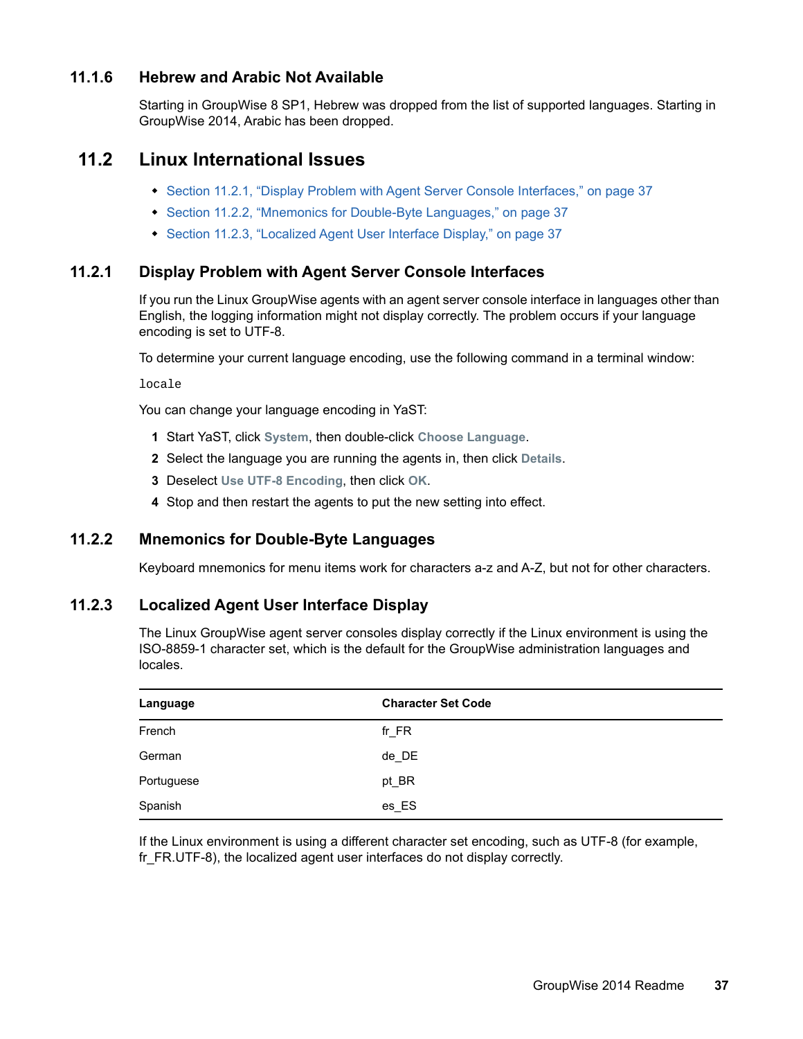### 11.1.6 Hebrew and Arabic Not Available

Starting in GroupWise 8 SP1, Hebrew was dropped from the list of supported languages. Starting in GroupWise 2014, Arabic has been dropped.

## 11.2 Linux International Issues

- Section 11.2.1, "Display Problem with Agent Server Console Interfaces," on page 37
- Section 11.2.2, "Mnemonics for Double-Byte Languages," on page 37
- Section 11.2.3, "Localized Agent User Interface Display," on page 37

### 11.2.1 Display Problem with Agent Server Console Interfaces

If you run the Linux GroupWise agents with an agent server console interface in languages other than English, the logging information might not display correctly. The problem occurs if your language encoding is set to UTF-8.

To determine your current language encoding, use the following command in a terminal window:

```
locale
```

You can change your language encoding in YaST:

1. Start YaST, click **System**, then double-click **Choose Language**.
2. Select the language you are running the agents in, then click **Details**.
3. Deselect **Use UTF-8 Encoding**, then click **OK**.
4. Stop and then restart the agents to put the new setting into effect.

### 11.2.2 Mnemonics for Double-Byte Languages

Keyboard mnemonics for menu items work for characters a-z and A-Z, but not for other characters.

### 11.2.3 Localized Agent User Interface Display

The Linux GroupWise agent server consoles display correctly if the Linux environment is using the ISO-8859-1 character set, which is the default for the GroupWise administration languages and locales.

| Language | Character Set Code |
|---|---|
| French | fr_FR |
| German | de_DE |
| Portuguese | pt_BR |
| Spanish | es_ES |

If the Linux environment is using a different character set encoding, such as UTF-8 (for example, fr_FR.UTF-8), the localized agent user interfaces do not display correctly.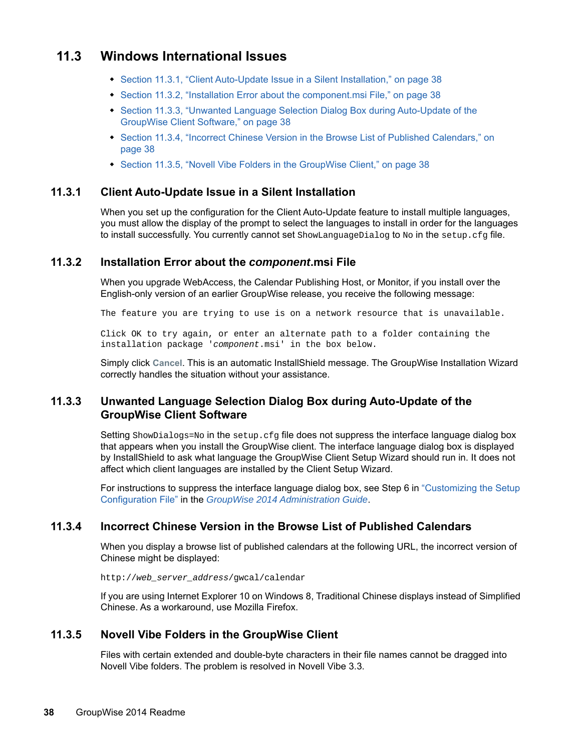## 11.3 Windows International Issues

- Section 11.3.1, "Client Auto-Update Issue in a Silent Installation," on page 38
- Section 11.3.2, "Installation Error about the component.msi File," on page 38
- Section 11.3.3, "Unwanted Language Selection Dialog Box during Auto-Update of the GroupWise Client Software," on page 38
- Section 11.3.4, "Incorrect Chinese Version in the Browse List of Published Calendars," on page 38
- Section 11.3.5, "Novell Vibe Folders in the GroupWise Client," on page 38

### 11.3.1 Client Auto-Update Issue in a Silent Installation

When you set up the configuration for the Client Auto-Update feature to install multiple languages, you must allow the display of the prompt to select the languages to install in order for the languages to install successfully. You currently cannot set `ShowLanguageDialog` to `No` in the `setup.cfg` file.

### 11.3.2 Installation Error about the *component*.msi File

When you upgrade WebAccess, the Calendar Publishing Host, or Monitor, if you install over the English-only version of an earlier GroupWise release, you receive the following message:

```
The feature you are trying to use is on a network resource that is unavailable.

Click OK to try again, or enter an alternate path to a folder containing the
installation package 'component.msi' in the box below.
```

Simply click **Cancel**. This is an automatic InstallShield message. The GroupWise Installation Wizard correctly handles the situation without your assistance.

### 11.3.3 Unwanted Language Selection Dialog Box during Auto-Update of the GroupWise Client Software

Setting `ShowDialogs=No` in the `setup.cfg` file does not suppress the interface language dialog box that appears when you install the GroupWise client. The interface language dialog box is displayed by InstallShield to ask what language the GroupWise Client Setup Wizard should run in. It does not affect which client languages are installed by the Client Setup Wizard.

For instructions to suppress the interface language dialog box, see Step 6 in "Customizing the Setup Configuration File" in the *GroupWise 2014 Administration Guide*.

### 11.3.4 Incorrect Chinese Version in the Browse List of Published Calendars

When you display a browse list of published calendars at the following URL, the incorrect version of Chinese might be displayed:

```
http://web_server_address/gwcal/calendar
```

If you are using Internet Explorer 10 on Windows 8, Traditional Chinese displays instead of Simplified Chinese. As a workaround, use Mozilla Firefox.

### 11.3.5 Novell Vibe Folders in the GroupWise Client

Files with certain extended and double-byte characters in their file names cannot be dragged into Novell Vibe folders. The problem is resolved in Novell Vibe 3.3.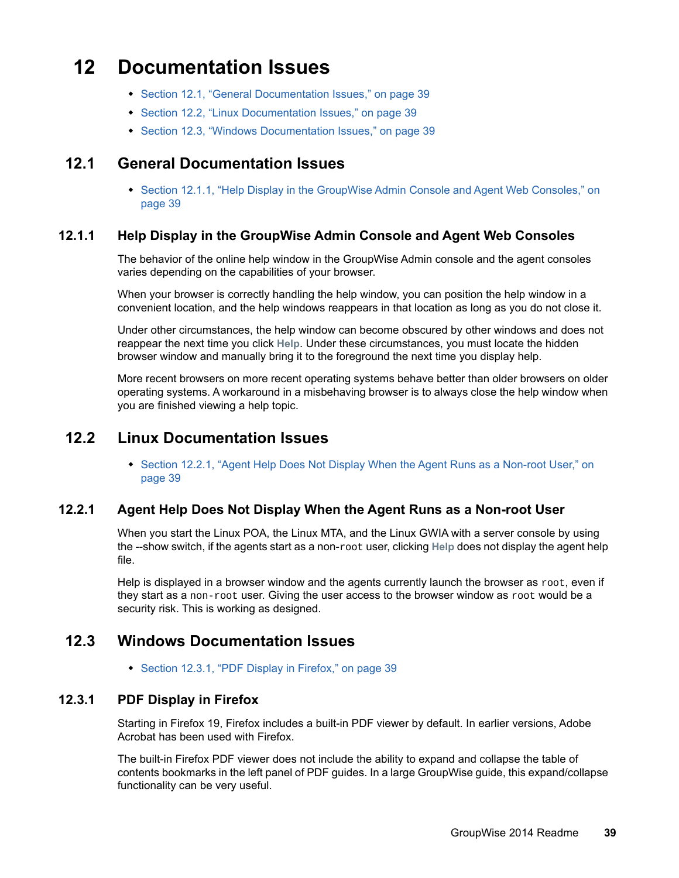# 12 Documentation Issues

- Section 12.1, "General Documentation Issues," on page 39
- Section 12.2, "Linux Documentation Issues," on page 39
- Section 12.3, "Windows Documentation Issues," on page 39

## 12.1 General Documentation Issues

- Section 12.1.1, "Help Display in the GroupWise Admin Console and Agent Web Consoles," on page 39

### 12.1.1 Help Display in the GroupWise Admin Console and Agent Web Consoles

The behavior of the online help window in the GroupWise Admin console and the agent consoles varies depending on the capabilities of your browser.

When your browser is correctly handling the help window, you can position the help window in a convenient location, and the help windows reappears in that location as long as you do not close it.

Under other circumstances, the help window can become obscured by other windows and does not reappear the next time you click **Help**. Under these circumstances, you must locate the hidden browser window and manually bring it to the foreground the next time you display help.

More recent browsers on more recent operating systems behave better than older browsers on older operating systems. A workaround in a misbehaving browser is to always close the help window when you are finished viewing a help topic.

## 12.2 Linux Documentation Issues

- Section 12.2.1, "Agent Help Does Not Display When the Agent Runs as a Non-root User," on page 39

### 12.2.1 Agent Help Does Not Display When the Agent Runs as a Non-root User

When you start the Linux POA, the Linux MTA, and the Linux GWIA with a server console by using the --show switch, if the agents start as a non-`root` user, clicking **Help** does not display the agent help file.

Help is displayed in a browser window and the agents currently launch the browser as `root`, even if they start as a `non-root` user. Giving the user access to the browser window as `root` would be a security risk. This is working as designed.

## 12.3 Windows Documentation Issues

- Section 12.3.1, "PDF Display in Firefox," on page 39

### 12.3.1 PDF Display in Firefox

Starting in Firefox 19, Firefox includes a built-in PDF viewer by default. In earlier versions, Adobe Acrobat has been used with Firefox.

The built-in Firefox PDF viewer does not include the ability to expand and collapse the table of contents bookmarks in the left panel of PDF guides. In a large GroupWise guide, this expand/collapse functionality can be very useful.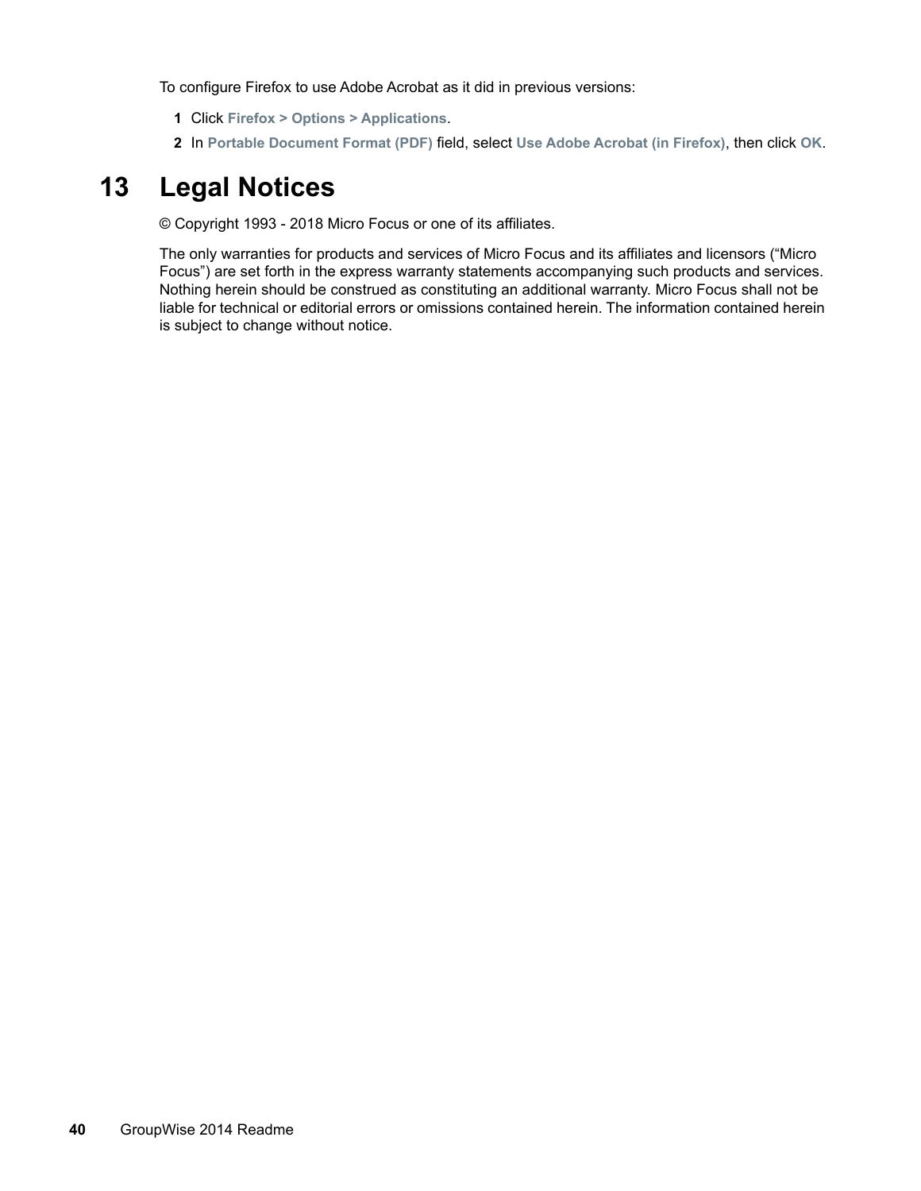To configure Firefox to use Adobe Acrobat as it did in previous versions:

1. Click **Firefox > Options > Applications**.
2. In **Portable Document Format (PDF)** field, select **Use Adobe Acrobat (in Firefox)**, then click **OK**.

# 13 Legal Notices

© Copyright 1993 - 2018 Micro Focus or one of its affiliates.

The only warranties for products and services of Micro Focus and its affiliates and licensors (“Micro Focus”) are set forth in the express warranty statements accompanying such products and services. Nothing herein should be construed as constituting an additional warranty. Micro Focus shall not be liable for technical or editorial errors or omissions contained herein. The information contained herein is subject to change without notice.